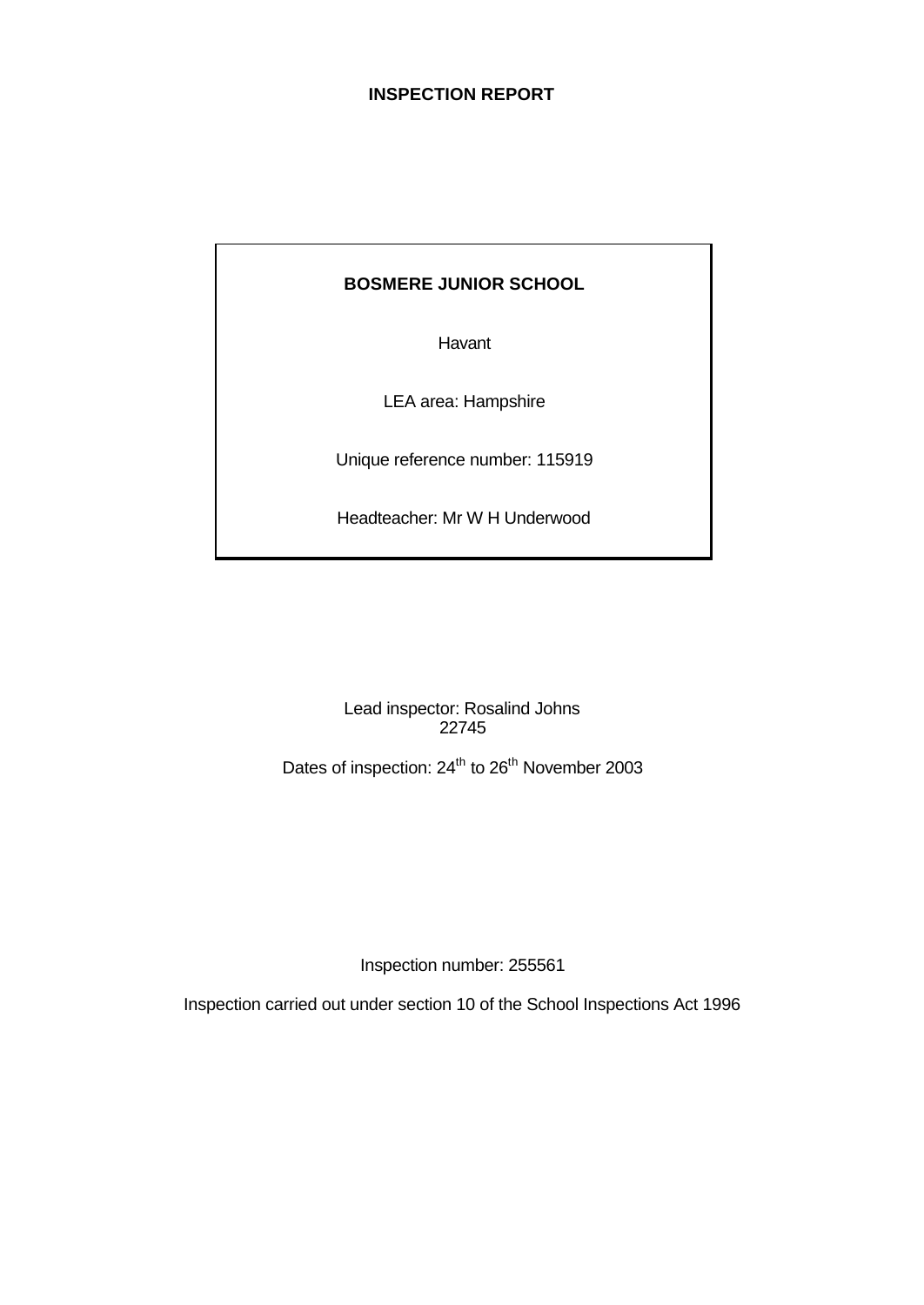# INSPECTION REPORT

**BOSMERE JUNIOR SCHOOL**

Havant

LEA area: Hampshire

Unique reference number: 115919

Headteacher: Mr W H Underwood

Lead inspector: Rosalind Johns
22745

Dates of inspection: 24th to 26th November 2003

Inspection number: 255561

Inspection carried out under section 10 of the School Inspections Act 1996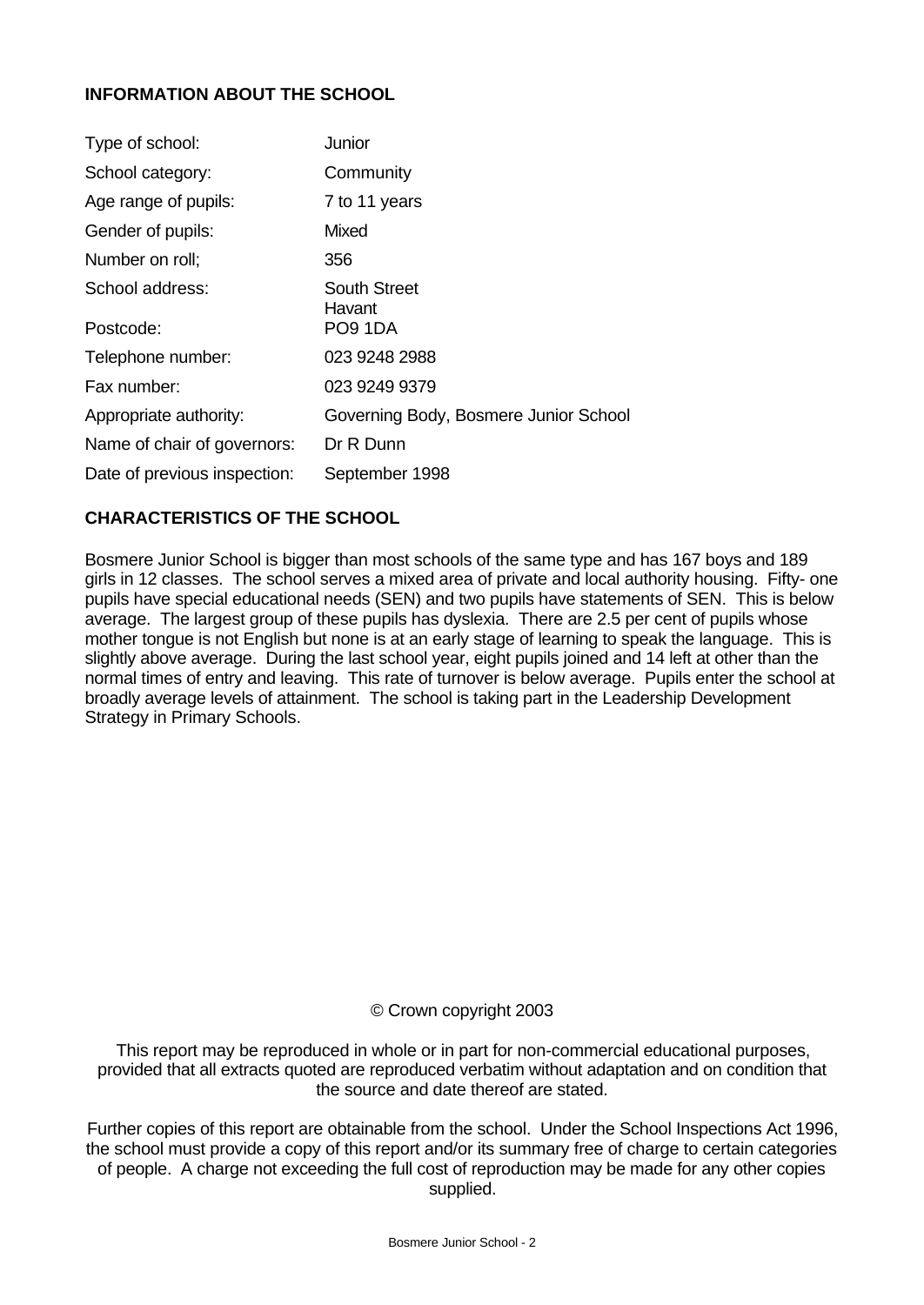## INFORMATION ABOUT THE SCHOOL

| | |
|---|---|
| Type of school: | Junior |
| School category: | Community |
| Age range of pupils: | 7 to 11 years |
| Gender of pupils: | Mixed |
| Number on roll; | 356 |
| School address: | South Street<br>Havant |
| Postcode: | PO9 1DA |
| Telephone number: | 023 9248 2988 |
| Fax number: | 023 9249 9379 |
| Appropriate authority: | Governing Body, Bosmere Junior School |
| Name of chair of governors: | Dr R Dunn |
| Date of previous inspection: | September 1998 |

## CHARACTERISTICS OF THE SCHOOL

Bosmere Junior School is bigger than most schools of the same type and has 167 boys and 189 girls in 12 classes. The school serves a mixed area of private and local authority housing. Fifty- one pupils have special educational needs (SEN) and two pupils have statements of SEN. This is below average. The largest group of these pupils has dyslexia. There are 2.5 per cent of pupils whose mother tongue is not English but none is at an early stage of learning to speak the language. This is slightly above average. During the last school year, eight pupils joined and 14 left at other than the normal times of entry and leaving. This rate of turnover is below average. Pupils enter the school at broadly average levels of attainment. The school is taking part in the Leadership Development Strategy in Primary Schools.

© Crown copyright 2003

This report may be reproduced in whole or in part for non-commercial educational purposes, provided that all extracts quoted are reproduced verbatim without adaptation and on condition that the source and date thereof are stated.

Further copies of this report are obtainable from the school. Under the School Inspections Act 1996, the school must provide a copy of this report and/or its summary free of charge to certain categories of people. A charge not exceeding the full cost of reproduction may be made for any other copies supplied.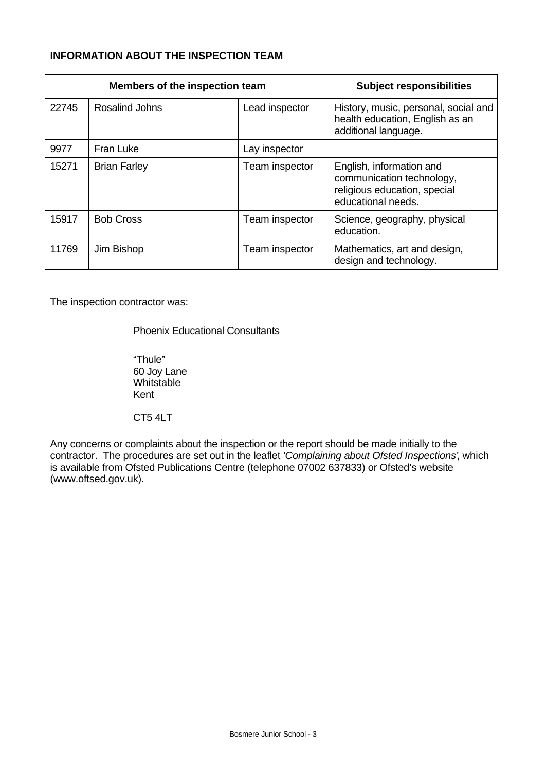**INFORMATION ABOUT THE INSPECTION TEAM**

| Members of the inspection team | | | Subject responsibilities |
|---|---|---|---|
| 22745 | Rosalind Johns | Lead inspector | History, music, personal, social and health education, English as an additional language. |
| 9977 | Fran Luke | Lay inspector | |
| 15271 | Brian Farley | Team inspector | English, information and communication technology, religious education, special educational needs. |
| 15917 | Bob Cross | Team inspector | Science, geography, physical education. |
| 11769 | Jim Bishop | Team inspector | Mathematics, art and design, design and technology. |

The inspection contractor was:

Phoenix Educational Consultants

"Thule"
60 Joy Lane
Whitstable
Kent

CT5 4LT

Any concerns or complaints about the inspection or the report should be made initially to the contractor. The procedures are set out in the leaflet *'Complaining about Ofsted Inspections'*, which is available from Ofsted Publications Centre (telephone 07002 637833) or Ofsted's website (www.oftsed.gov.uk).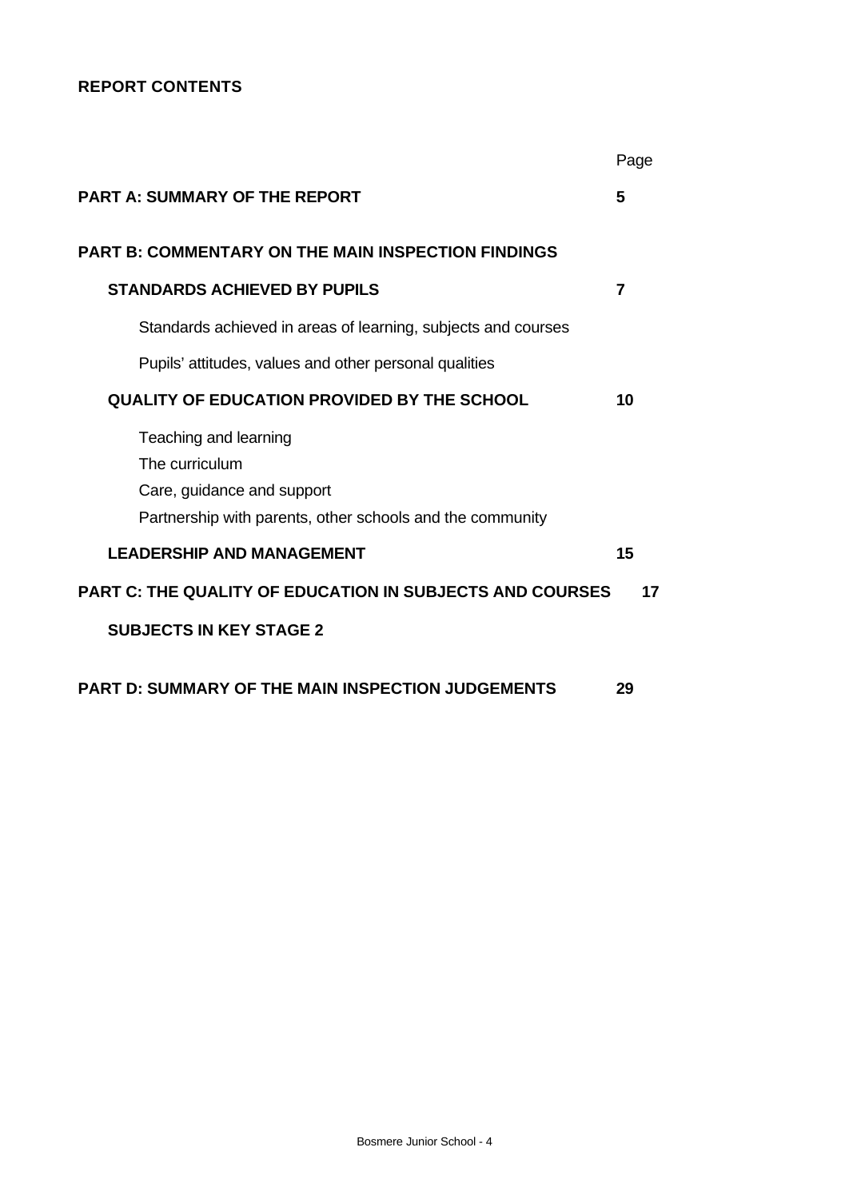**REPORT CONTENTS**

| | Page |
|---|---|
| **PART A: SUMMARY OF THE REPORT** | **5** |
| **PART B: COMMENTARY ON THE MAIN INSPECTION FINDINGS** | |
| **STANDARDS ACHIEVED BY PUPILS** | **7** |
| Standards achieved in areas of learning, subjects and courses | |
| Pupils' attitudes, values and other personal qualities | |
| **QUALITY OF EDUCATION PROVIDED BY THE SCHOOL** | **10** |
| Teaching and learning<br>The curriculum<br>Care, guidance and support<br>Partnership with parents, other schools and the community | |
| **LEADERSHIP AND MANAGEMENT** | **15** |
| **PART C: THE QUALITY OF EDUCATION IN SUBJECTS AND COURSES** | **17** |
| **SUBJECTS IN KEY STAGE 2** | |
| **PART D: SUMMARY OF THE MAIN INSPECTION JUDGEMENTS** | **29** |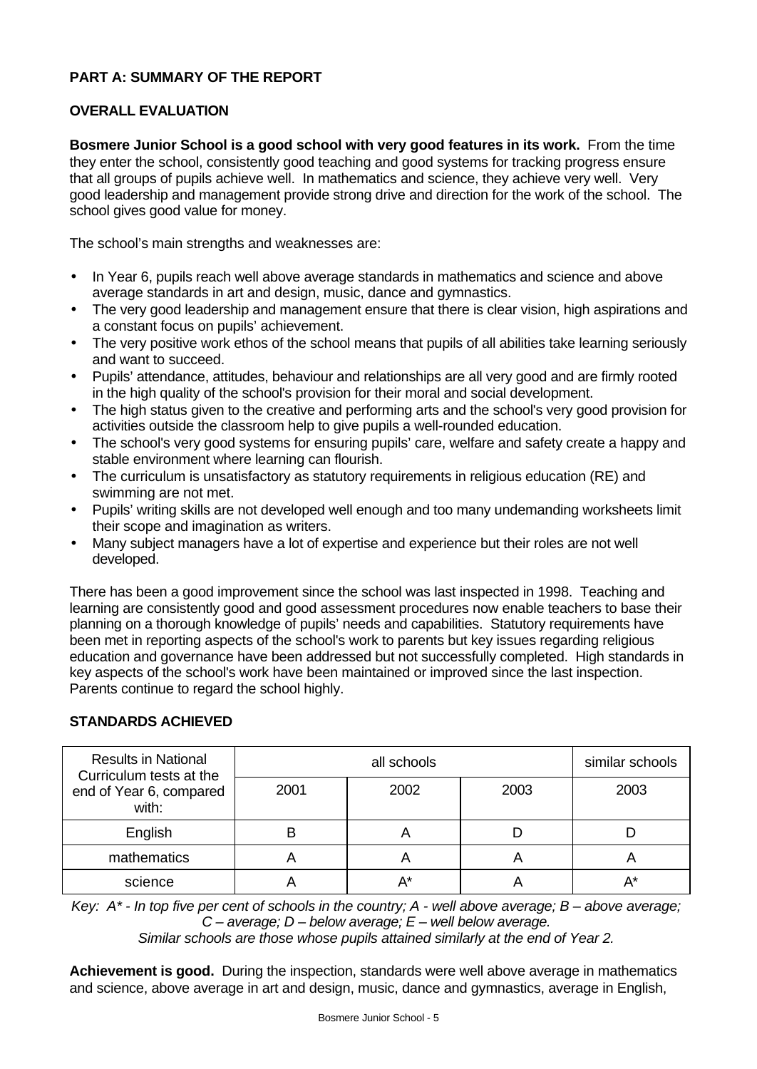## PART A: SUMMARY OF THE REPORT

### OVERALL EVALUATION

**Bosmere Junior School is a good school with very good features in its work.** From the time they enter the school, consistently good teaching and good systems for tracking progress ensure that all groups of pupils achieve well. In mathematics and science, they achieve very well. Very good leadership and management provide strong drive and direction for the work of the school. The school gives good value for money.

The school's main strengths and weaknesses are:

- In Year 6, pupils reach well above average standards in mathematics and science and above average standards in art and design, music, dance and gymnastics.
- The very good leadership and management ensure that there is clear vision, high aspirations and a constant focus on pupils' achievement.
- The very positive work ethos of the school means that pupils of all abilities take learning seriously and want to succeed.
- Pupils' attendance, attitudes, behaviour and relationships are all very good and are firmly rooted in the high quality of the school's provision for their moral and social development.
- The high status given to the creative and performing arts and the school's very good provision for activities outside the classroom help to give pupils a well-rounded education.
- The school's very good systems for ensuring pupils' care, welfare and safety create a happy and stable environment where learning can flourish.
- The curriculum is unsatisfactory as statutory requirements in religious education (RE) and swimming are not met.
- Pupils' writing skills are not developed well enough and too many undemanding worksheets limit their scope and imagination as writers.
- Many subject managers have a lot of expertise and experience but their roles are not well developed.

There has been a good improvement since the school was last inspected in 1998. Teaching and learning are consistently good and good assessment procedures now enable teachers to base their planning on a thorough knowledge of pupils' needs and capabilities. Statutory requirements have been met in reporting aspects of the school's work to parents but key issues regarding religious education and governance have been addressed but not successfully completed. High standards in key aspects of the school's work have been maintained or improved since the last inspection. Parents continue to regard the school highly.

### STANDARDS ACHIEVED

| Results in National Curriculum tests at the end of Year 6, compared with: | all schools | | | similar schools |
|---|---|---|---|---|
| | 2001 | 2002 | 2003 | 2003 |
| English | B | A | D | D |
| mathematics | A | A | A | A |
| science | A | A* | A | A* |

*Key: A* - In top five per cent of schools in the country; A - well above average; B – above average; C – average; D – below average; E – well below average.*
*Similar schools are those whose pupils attained similarly at the end of Year 2.*

**Achievement is good.** During the inspection, standards were well above average in mathematics and science, above average in art and design, music, dance and gymnastics, average in English,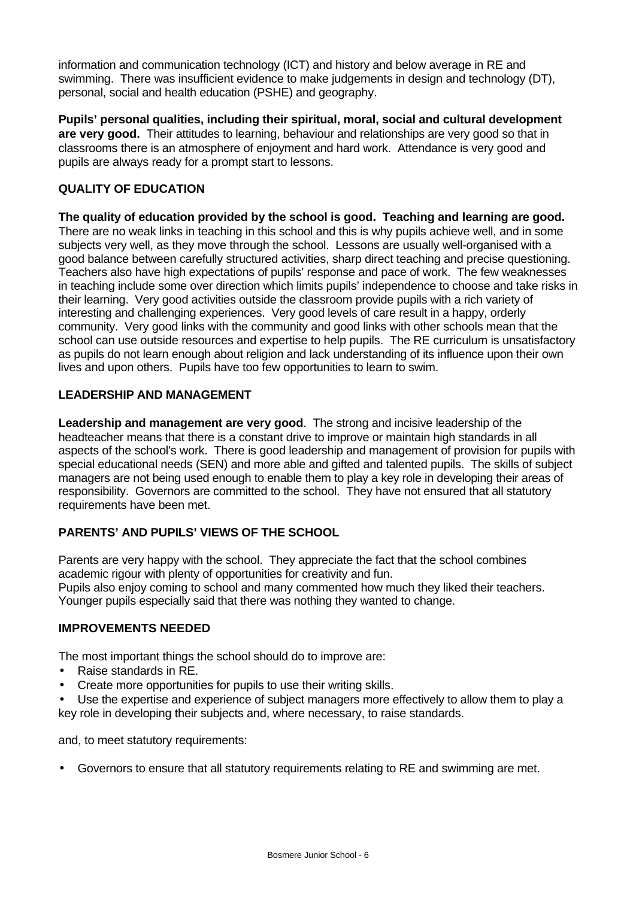information and communication technology (ICT) and history and below average in RE and swimming. There was insufficient evidence to make judgements in design and technology (DT), personal, social and health education (PSHE) and geography.

**Pupils' personal qualities, including their spiritual, moral, social and cultural development are very good.** Their attitudes to learning, behaviour and relationships are very good so that in classrooms there is an atmosphere of enjoyment and hard work. Attendance is very good and pupils are always ready for a prompt start to lessons.

## QUALITY OF EDUCATION

**The quality of education provided by the school is good. Teaching and learning are good.** There are no weak links in teaching in this school and this is why pupils achieve well, and in some subjects very well, as they move through the school. Lessons are usually well-organised with a good balance between carefully structured activities, sharp direct teaching and precise questioning. Teachers also have high expectations of pupils' response and pace of work. The few weaknesses in teaching include some over direction which limits pupils' independence to choose and take risks in their learning. Very good activities outside the classroom provide pupils with a rich variety of interesting and challenging experiences. Very good levels of care result in a happy, orderly community. Very good links with the community and good links with other schools mean that the school can use outside resources and expertise to help pupils. The RE curriculum is unsatisfactory as pupils do not learn enough about religion and lack understanding of its influence upon their own lives and upon others. Pupils have too few opportunities to learn to swim.

## LEADERSHIP AND MANAGEMENT

**Leadership and management are very good**. The strong and incisive leadership of the headteacher means that there is a constant drive to improve or maintain high standards in all aspects of the school's work. There is good leadership and management of provision for pupils with special educational needs (SEN) and more able and gifted and talented pupils. The skills of subject managers are not being used enough to enable them to play a key role in developing their areas of responsibility. Governors are committed to the school. They have not ensured that all statutory requirements have been met.

## PARENTS' AND PUPILS' VIEWS OF THE SCHOOL

Parents are very happy with the school. They appreciate the fact that the school combines academic rigour with plenty of opportunities for creativity and fun.
Pupils also enjoy coming to school and many commented how much they liked their teachers. Younger pupils especially said that there was nothing they wanted to change.

## IMPROVEMENTS NEEDED

The most important things the school should do to improve are:

- Raise standards in RE.
- Create more opportunities for pupils to use their writing skills.
- Use the expertise and experience of subject managers more effectively to allow them to play a key role in developing their subjects and, where necessary, to raise standards.

and, to meet statutory requirements:

- Governors to ensure that all statutory requirements relating to RE and swimming are met.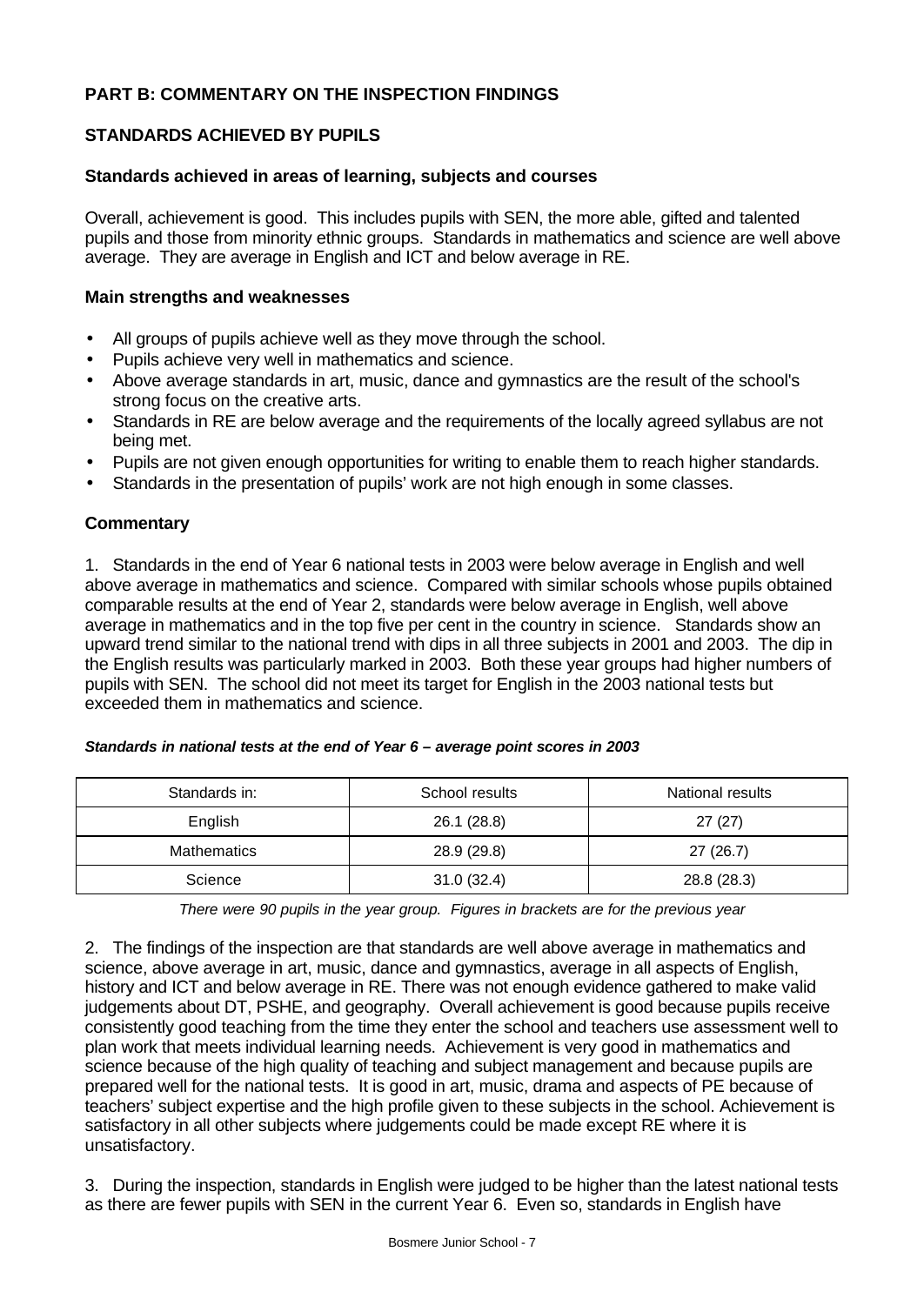## PART B: COMMENTARY ON THE INSPECTION FINDINGS

## STANDARDS ACHIEVED BY PUPILS

### Standards achieved in areas of learning, subjects and courses

Overall, achievement is good. This includes pupils with SEN, the more able, gifted and talented pupils and those from minority ethnic groups. Standards in mathematics and science are well above average. They are average in English and ICT and below average in RE.

### Main strengths and weaknesses

- All groups of pupils achieve well as they move through the school.
- Pupils achieve very well in mathematics and science.
- Above average standards in art, music, dance and gymnastics are the result of the school's strong focus on the creative arts.
- Standards in RE are below average and the requirements of the locally agreed syllabus are not being met.
- Pupils are not given enough opportunities for writing to enable them to reach higher standards.
- Standards in the presentation of pupils' work are not high enough in some classes.

### Commentary

1. Standards in the end of Year 6 national tests in 2003 were below average in English and well above average in mathematics and science. Compared with similar schools whose pupils obtained comparable results at the end of Year 2, standards were below average in English, well above average in mathematics and in the top five per cent in the country in science. Standards show an upward trend similar to the national trend with dips in all three subjects in 2001 and 2003. The dip in the English results was particularly marked in 2003. Both these year groups had higher numbers of pupils with SEN. The school did not meet its target for English in the 2003 national tests but exceeded them in mathematics and science.

***Standards in national tests at the end of Year 6 – average point scores in 2003***

| Standards in: | School results | National results |
|---|---|---|
| English | 26.1 (28.8) | 27 (27) |
| Mathematics | 28.9 (29.8) | 27 (26.7) |
| Science | 31.0 (32.4) | 28.8 (28.3) |

*There were 90 pupils in the year group. Figures in brackets are for the previous year*

2. The findings of the inspection are that standards are well above average in mathematics and science, above average in art, music, dance and gymnastics, average in all aspects of English, history and ICT and below average in RE. There was not enough evidence gathered to make valid judgements about DT, PSHE, and geography. Overall achievement is good because pupils receive consistently good teaching from the time they enter the school and teachers use assessment well to plan work that meets individual learning needs. Achievement is very good in mathematics and science because of the high quality of teaching and subject management and because pupils are prepared well for the national tests. It is good in art, music, drama and aspects of PE because of teachers' subject expertise and the high profile given to these subjects in the school. Achievement is satisfactory in all other subjects where judgements could be made except RE where it is unsatisfactory.

3. During the inspection, standards in English were judged to be higher than the latest national tests as there are fewer pupils with SEN in the current Year 6. Even so, standards in English have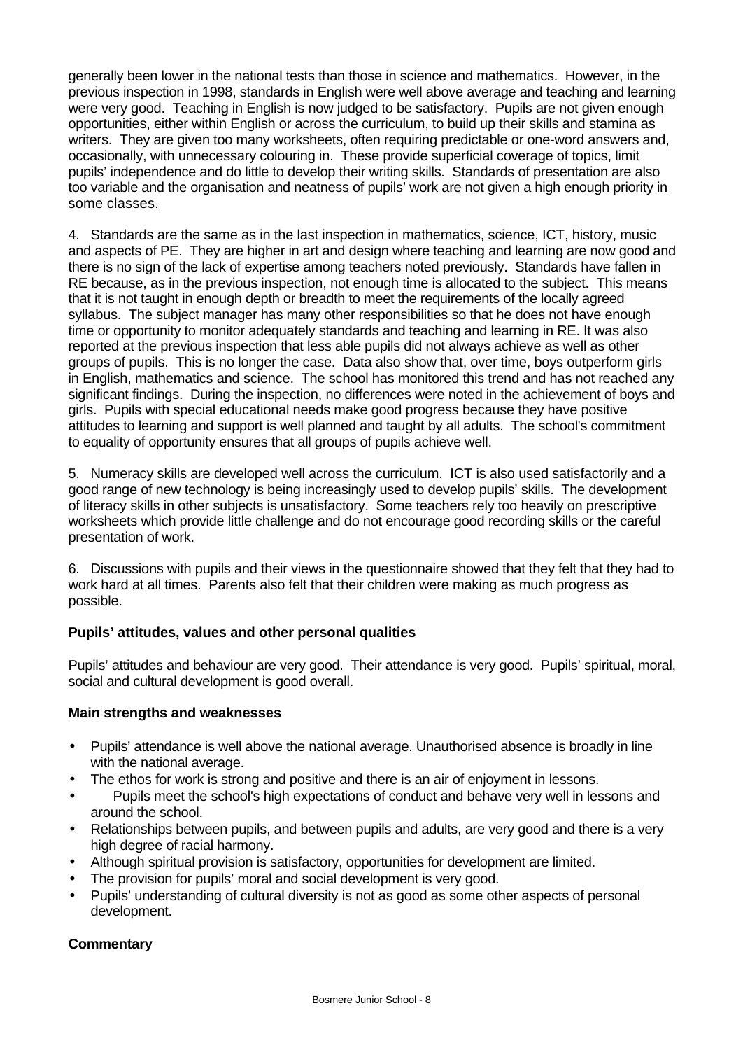generally been lower in the national tests than those in science and mathematics. However, in the previous inspection in 1998, standards in English were well above average and teaching and learning were very good. Teaching in English is now judged to be satisfactory. Pupils are not given enough opportunities, either within English or across the curriculum, to build up their skills and stamina as writers. They are given too many worksheets, often requiring predictable or one-word answers and, occasionally, with unnecessary colouring in. These provide superficial coverage of topics, limit pupils' independence and do little to develop their writing skills. Standards of presentation are also too variable and the organisation and neatness of pupils' work are not given a high enough priority in some classes.

4. Standards are the same as in the last inspection in mathematics, science, ICT, history, music and aspects of PE. They are higher in art and design where teaching and learning are now good and there is no sign of the lack of expertise among teachers noted previously. Standards have fallen in RE because, as in the previous inspection, not enough time is allocated to the subject. This means that it is not taught in enough depth or breadth to meet the requirements of the locally agreed syllabus. The subject manager has many other responsibilities so that he does not have enough time or opportunity to monitor adequately standards and teaching and learning in RE. It was also reported at the previous inspection that less able pupils did not always achieve as well as other groups of pupils. This is no longer the case. Data also show that, over time, boys outperform girls in English, mathematics and science. The school has monitored this trend and has not reached any significant findings. During the inspection, no differences were noted in the achievement of boys and girls. Pupils with special educational needs make good progress because they have positive attitudes to learning and support is well planned and taught by all adults. The school's commitment to equality of opportunity ensures that all groups of pupils achieve well.

5. Numeracy skills are developed well across the curriculum. ICT is also used satisfactorily and a good range of new technology is being increasingly used to develop pupils' skills. The development of literacy skills in other subjects is unsatisfactory. Some teachers rely too heavily on prescriptive worksheets which provide little challenge and do not encourage good recording skills or the careful presentation of work.

6. Discussions with pupils and their views in the questionnaire showed that they felt that they had to work hard at all times. Parents also felt that their children were making as much progress as possible.

### Pupils' attitudes, values and other personal qualities

Pupils' attitudes and behaviour are very good. Their attendance is very good. Pupils' spiritual, moral, social and cultural development is good overall.

#### Main strengths and weaknesses

- Pupils' attendance is well above the national average. Unauthorised absence is broadly in line with the national average.
- The ethos for work is strong and positive and there is an air of enjoyment in lessons.
- Pupils meet the school's high expectations of conduct and behave very well in lessons and around the school.
- Relationships between pupils, and between pupils and adults, are very good and there is a very high degree of racial harmony.
- Although spiritual provision is satisfactory, opportunities for development are limited.
- The provision for pupils' moral and social development is very good.
- Pupils' understanding of cultural diversity is not as good as some other aspects of personal development.

#### Commentary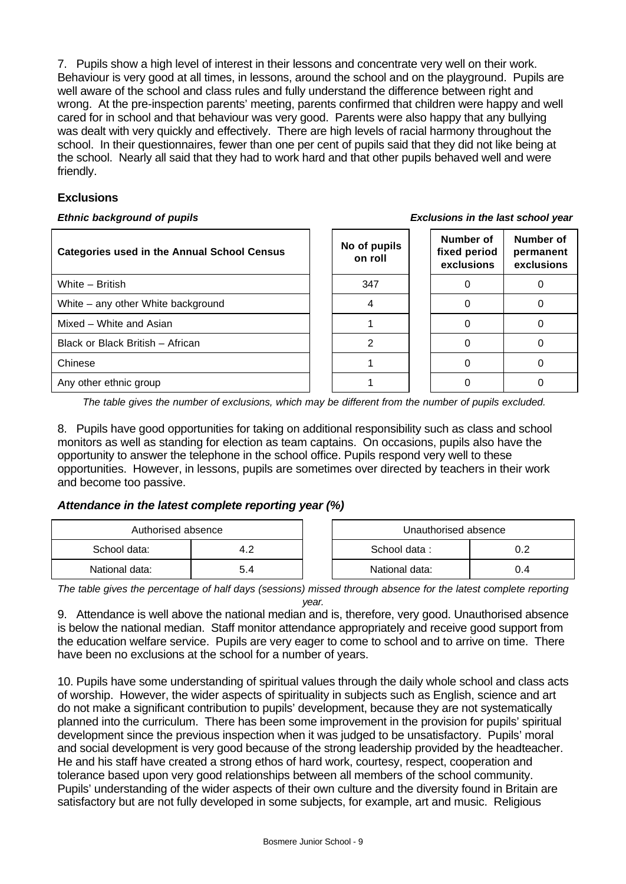7. Pupils show a high level of interest in their lessons and concentrate very well on their work. Behaviour is very good at all times, in lessons, around the school and on the playground. Pupils are well aware of the school and class rules and fully understand the difference between right and wrong. At the pre-inspection parents' meeting, parents confirmed that children were happy and well cared for in school and that behaviour was very good. Parents were also happy that any bullying was dealt with very quickly and effectively. There are high levels of racial harmony throughout the school. In their questionnaires, fewer than one per cent of pupils said that they did not like being at the school. Nearly all said that they had to work hard and that other pupils behaved well and were friendly.

### Exclusions

*Ethnic background of pupils* | *Exclusions in the last school year*

| Categories used in the Annual School Census | No of pupils on roll | Number of fixed period exclusions | Number of permanent exclusions |
|---|---|---|---|
| White – British | 347 | 0 | 0 |
| White – any other White background | 4 | 0 | 0 |
| Mixed – White and Asian | 1 | 0 | 0 |
| Black or Black British – African | 2 | 0 | 0 |
| Chinese | 1 | 0 | 0 |
| Any other ethnic group | 1 | 0 | 0 |

*The table gives the number of exclusions, which may be different from the number of pupils excluded.*

8. Pupils have good opportunities for taking on additional responsibility such as class and school monitors as well as standing for election as team captains. On occasions, pupils also have the opportunity to answer the telephone in the school office. Pupils respond very well to these opportunities. However, in lessons, pupils are sometimes over directed by teachers in their work and become too passive.

### *Attendance in the latest complete reporting year (%)*

| Authorised absence | |
|---|---|
| School data: | 4.2 |
| National data: | 5.4 |

| Unauthorised absence | |
|---|---|
| School data : | 0.2 |
| National data: | 0.4 |

*The table gives the percentage of half days (sessions) missed through absence for the latest complete reporting year.*

9. Attendance is well above the national median and is, therefore, very good. Unauthorised absence is below the national median. Staff monitor attendance appropriately and receive good support from the education welfare service. Pupils are very eager to come to school and to arrive on time. There have been no exclusions at the school for a number of years.

10. Pupils have some understanding of spiritual values through the daily whole school and class acts of worship. However, the wider aspects of spirituality in subjects such as English, science and art do not make a significant contribution to pupils' development, because they are not systematically planned into the curriculum. There has been some improvement in the provision for pupils' spiritual development since the previous inspection when it was judged to be unsatisfactory. Pupils' moral and social development is very good because of the strong leadership provided by the headteacher. He and his staff have created a strong ethos of hard work, courtesy, respect, cooperation and tolerance based upon very good relationships between all members of the school community. Pupils' understanding of the wider aspects of their own culture and the diversity found in Britain are satisfactory but are not fully developed in some subjects, for example, art and music. Religious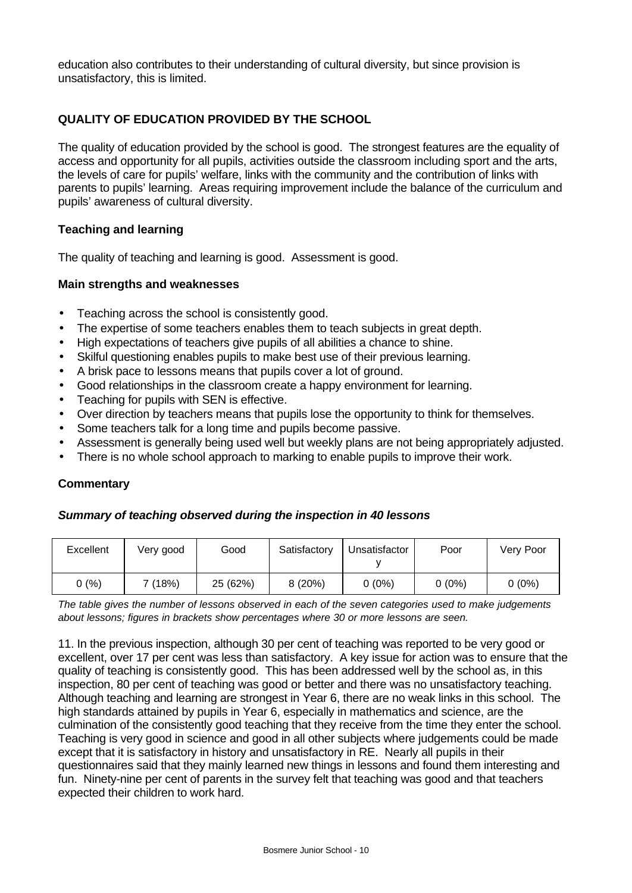education also contributes to their understanding of cultural diversity, but since provision is unsatisfactory, this is limited.

## QUALITY OF EDUCATION PROVIDED BY THE SCHOOL

The quality of education provided by the school is good. The strongest features are the equality of access and opportunity for all pupils, activities outside the classroom including sport and the arts, the levels of care for pupils' welfare, links with the community and the contribution of links with parents to pupils' learning. Areas requiring improvement include the balance of the curriculum and pupils' awareness of cultural diversity.

### Teaching and learning

The quality of teaching and learning is good. Assessment is good.

#### Main strengths and weaknesses

- Teaching across the school is consistently good.
- The expertise of some teachers enables them to teach subjects in great depth.
- High expectations of teachers give pupils of all abilities a chance to shine.
- Skilful questioning enables pupils to make best use of their previous learning.
- A brisk pace to lessons means that pupils cover a lot of ground.
- Good relationships in the classroom create a happy environment for learning.
- Teaching for pupils with SEN is effective.
- Over direction by teachers means that pupils lose the opportunity to think for themselves.
- Some teachers talk for a long time and pupils become passive.
- Assessment is generally being used well but weekly plans are not being appropriately adjusted.
- There is no whole school approach to marking to enable pupils to improve their work.

#### Commentary

***Summary of teaching observed during the inspection in 40 lessons***

| Excellent | Very good | Good | Satisfactory | Unsatisfactory | Poor | Very Poor |
|---|---|---|---|---|---|---|
| 0 (%) | 7 (18%) | 25 (62%) | 8 (20%) | 0 (0%) | 0 (0%) | 0 (0%) |

*The table gives the number of lessons observed in each of the seven categories used to make judgements about lessons; figures in brackets show percentages where 30 or more lessons are seen.*

11. In the previous inspection, although 30 per cent of teaching was reported to be very good or excellent, over 17 per cent was less than satisfactory. A key issue for action was to ensure that the quality of teaching is consistently good. This has been addressed well by the school as, in this inspection, 80 per cent of teaching was good or better and there was no unsatisfactory teaching. Although teaching and learning are strongest in Year 6, there are no weak links in this school. The high standards attained by pupils in Year 6, especially in mathematics and science, are the culmination of the consistently good teaching that they receive from the time they enter the school. Teaching is very good in science and good in all other subjects where judgements could be made except that it is satisfactory in history and unsatisfactory in RE. Nearly all pupils in their questionnaires said that they mainly learned new things in lessons and found them interesting and fun. Ninety-nine per cent of parents in the survey felt that teaching was good and that teachers expected their children to work hard.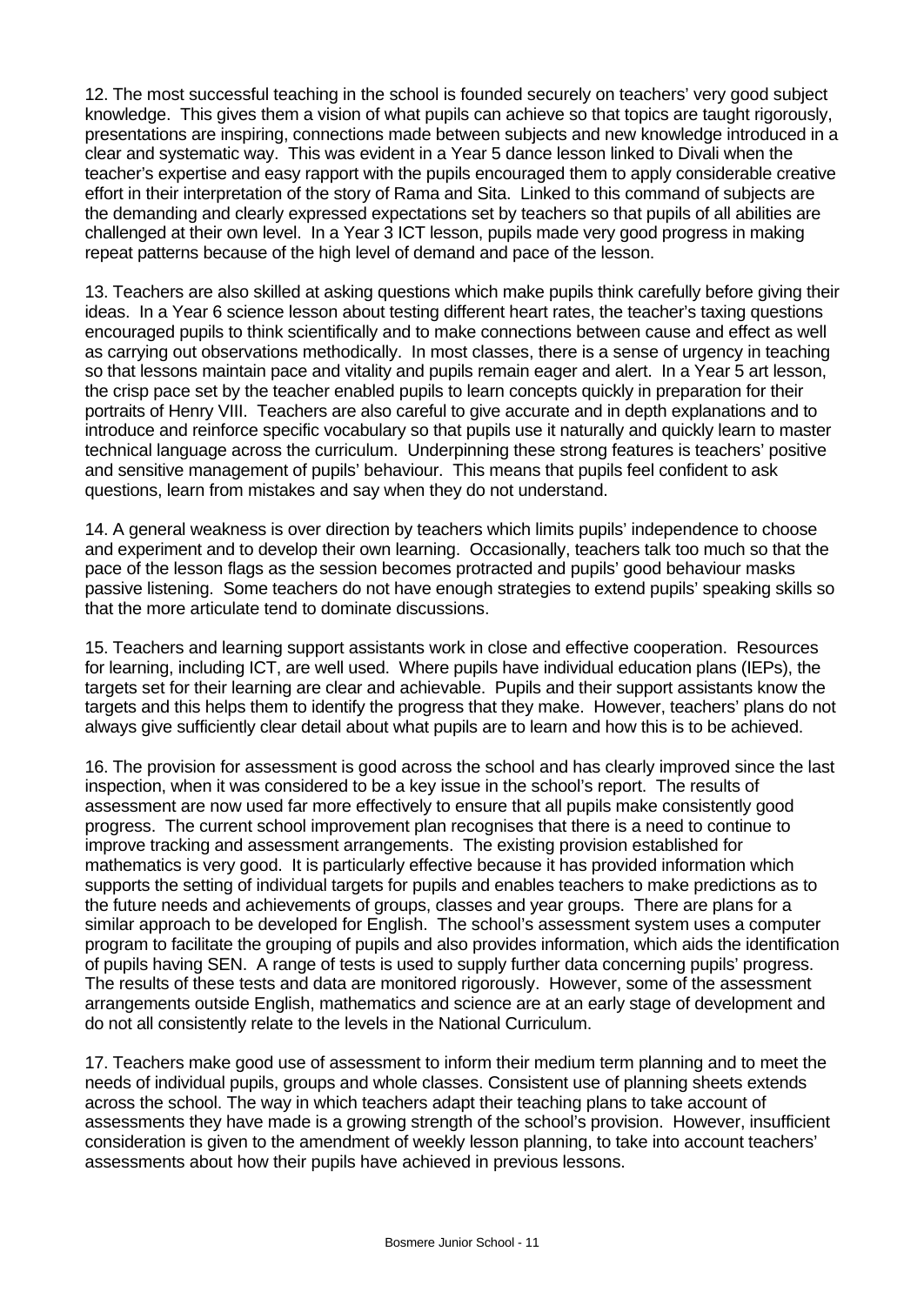12. The most successful teaching in the school is founded securely on teachers' very good subject knowledge. This gives them a vision of what pupils can achieve so that topics are taught rigorously, presentations are inspiring, connections made between subjects and new knowledge introduced in a clear and systematic way. This was evident in a Year 5 dance lesson linked to Divali when the teacher's expertise and easy rapport with the pupils encouraged them to apply considerable creative effort in their interpretation of the story of Rama and Sita. Linked to this command of subjects are the demanding and clearly expressed expectations set by teachers so that pupils of all abilities are challenged at their own level. In a Year 3 ICT lesson, pupils made very good progress in making repeat patterns because of the high level of demand and pace of the lesson.

13. Teachers are also skilled at asking questions which make pupils think carefully before giving their ideas. In a Year 6 science lesson about testing different heart rates, the teacher's taxing questions encouraged pupils to think scientifically and to make connections between cause and effect as well as carrying out observations methodically. In most classes, there is a sense of urgency in teaching so that lessons maintain pace and vitality and pupils remain eager and alert. In a Year 5 art lesson, the crisp pace set by the teacher enabled pupils to learn concepts quickly in preparation for their portraits of Henry VIII. Teachers are also careful to give accurate and in depth explanations and to introduce and reinforce specific vocabulary so that pupils use it naturally and quickly learn to master technical language across the curriculum. Underpinning these strong features is teachers' positive and sensitive management of pupils' behaviour. This means that pupils feel confident to ask questions, learn from mistakes and say when they do not understand.

14. A general weakness is over direction by teachers which limits pupils' independence to choose and experiment and to develop their own learning. Occasionally, teachers talk too much so that the pace of the lesson flags as the session becomes protracted and pupils' good behaviour masks passive listening. Some teachers do not have enough strategies to extend pupils' speaking skills so that the more articulate tend to dominate discussions.

15. Teachers and learning support assistants work in close and effective cooperation. Resources for learning, including ICT, are well used. Where pupils have individual education plans (IEPs), the targets set for their learning are clear and achievable. Pupils and their support assistants know the targets and this helps them to identify the progress that they make. However, teachers' plans do not always give sufficiently clear detail about what pupils are to learn and how this is to be achieved.

16. The provision for assessment is good across the school and has clearly improved since the last inspection, when it was considered to be a key issue in the school's report. The results of assessment are now used far more effectively to ensure that all pupils make consistently good progress. The current school improvement plan recognises that there is a need to continue to improve tracking and assessment arrangements. The existing provision established for mathematics is very good. It is particularly effective because it has provided information which supports the setting of individual targets for pupils and enables teachers to make predictions as to the future needs and achievements of groups, classes and year groups. There are plans for a similar approach to be developed for English. The school's assessment system uses a computer program to facilitate the grouping of pupils and also provides information, which aids the identification of pupils having SEN. A range of tests is used to supply further data concerning pupils' progress. The results of these tests and data are monitored rigorously. However, some of the assessment arrangements outside English, mathematics and science are at an early stage of development and do not all consistently relate to the levels in the National Curriculum.

17. Teachers make good use of assessment to inform their medium term planning and to meet the needs of individual pupils, groups and whole classes. Consistent use of planning sheets extends across the school. The way in which teachers adapt their teaching plans to take account of assessments they have made is a growing strength of the school's provision. However, insufficient consideration is given to the amendment of weekly lesson planning, to take into account teachers' assessments about how their pupils have achieved in previous lessons.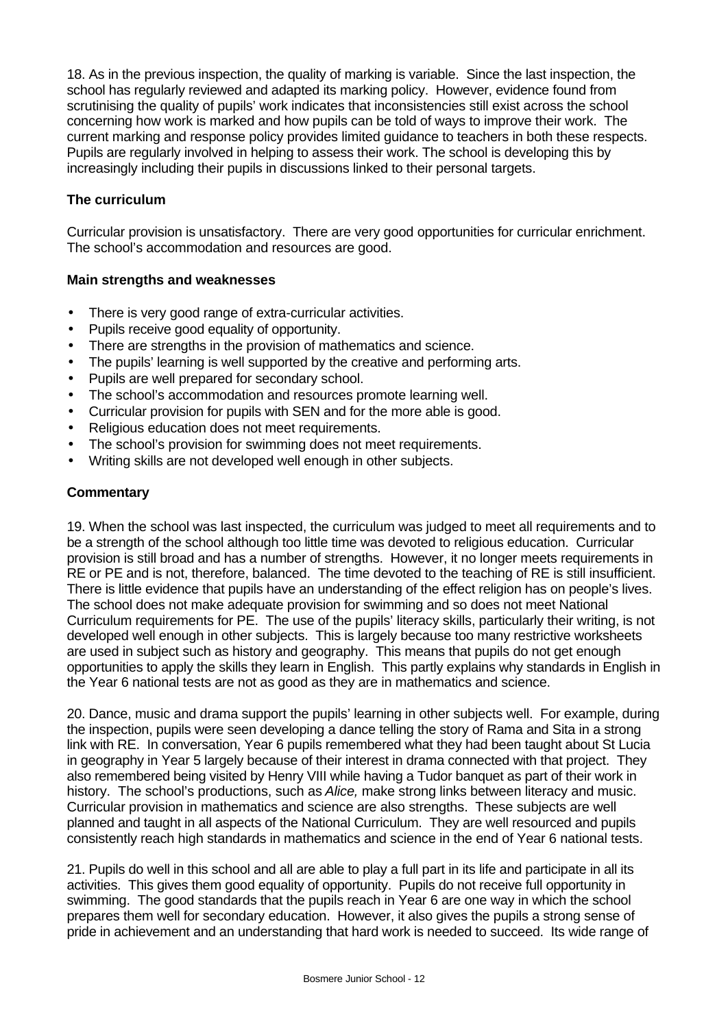18. As in the previous inspection, the quality of marking is variable. Since the last inspection, the school has regularly reviewed and adapted its marking policy. However, evidence found from scrutinising the quality of pupils' work indicates that inconsistencies still exist across the school concerning how work is marked and how pupils can be told of ways to improve their work. The current marking and response policy provides limited guidance to teachers in both these respects. Pupils are regularly involved in helping to assess their work. The school is developing this by increasingly including their pupils in discussions linked to their personal targets.

### The curriculum

Curricular provision is unsatisfactory. There are very good opportunities for curricular enrichment. The school's accommodation and resources are good.

#### Main strengths and weaknesses

- There is very good range of extra-curricular activities.
- Pupils receive good equality of opportunity.
- There are strengths in the provision of mathematics and science.
- The pupils' learning is well supported by the creative and performing arts.
- Pupils are well prepared for secondary school.
- The school's accommodation and resources promote learning well.
- Curricular provision for pupils with SEN and for the more able is good.
- Religious education does not meet requirements.
- The school's provision for swimming does not meet requirements.
- Writing skills are not developed well enough in other subjects.

#### Commentary

19. When the school was last inspected, the curriculum was judged to meet all requirements and to be a strength of the school although too little time was devoted to religious education. Curricular provision is still broad and has a number of strengths. However, it no longer meets requirements in RE or PE and is not, therefore, balanced. The time devoted to the teaching of RE is still insufficient. There is little evidence that pupils have an understanding of the effect religion has on people's lives. The school does not make adequate provision for swimming and so does not meet National Curriculum requirements for PE. The use of the pupils' literacy skills, particularly their writing, is not developed well enough in other subjects. This is largely because too many restrictive worksheets are used in subject such as history and geography. This means that pupils do not get enough opportunities to apply the skills they learn in English. This partly explains why standards in English in the Year 6 national tests are not as good as they are in mathematics and science.

20. Dance, music and drama support the pupils' learning in other subjects well. For example, during the inspection, pupils were seen developing a dance telling the story of Rama and Sita in a strong link with RE. In conversation, Year 6 pupils remembered what they had been taught about St Lucia in geography in Year 5 largely because of their interest in drama connected with that project. They also remembered being visited by Henry VIII while having a Tudor banquet as part of their work in history. The school's productions, such as *Alice,* make strong links between literacy and music. Curricular provision in mathematics and science are also strengths. These subjects are well planned and taught in all aspects of the National Curriculum. They are well resourced and pupils consistently reach high standards in mathematics and science in the end of Year 6 national tests.

21. Pupils do well in this school and all are able to play a full part in its life and participate in all its activities. This gives them good equality of opportunity. Pupils do not receive full opportunity in swimming. The good standards that the pupils reach in Year 6 are one way in which the school prepares them well for secondary education. However, it also gives the pupils a strong sense of pride in achievement and an understanding that hard work is needed to succeed. Its wide range of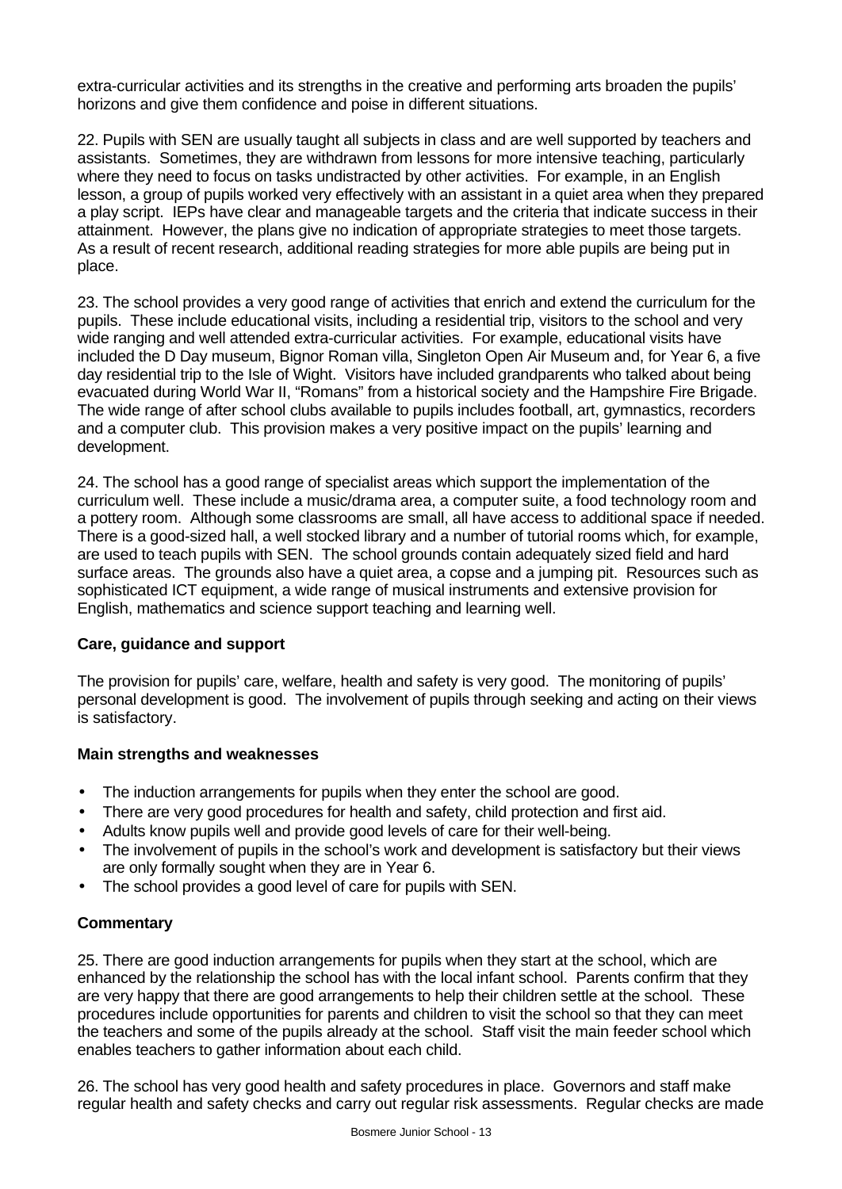extra-curricular activities and its strengths in the creative and performing arts broaden the pupils' horizons and give them confidence and poise in different situations.

22. Pupils with SEN are usually taught all subjects in class and are well supported by teachers and assistants. Sometimes, they are withdrawn from lessons for more intensive teaching, particularly where they need to focus on tasks undistracted by other activities. For example, in an English lesson, a group of pupils worked very effectively with an assistant in a quiet area when they prepared a play script. IEPs have clear and manageable targets and the criteria that indicate success in their attainment. However, the plans give no indication of appropriate strategies to meet those targets. As a result of recent research, additional reading strategies for more able pupils are being put in place.

23. The school provides a very good range of activities that enrich and extend the curriculum for the pupils. These include educational visits, including a residential trip, visitors to the school and very wide ranging and well attended extra-curricular activities. For example, educational visits have included the D Day museum, Bignor Roman villa, Singleton Open Air Museum and, for Year 6, a five day residential trip to the Isle of Wight. Visitors have included grandparents who talked about being evacuated during World War II, "Romans" from a historical society and the Hampshire Fire Brigade. The wide range of after school clubs available to pupils includes football, art, gymnastics, recorders and a computer club. This provision makes a very positive impact on the pupils' learning and development.

24. The school has a good range of specialist areas which support the implementation of the curriculum well. These include a music/drama area, a computer suite, a food technology room and a pottery room. Although some classrooms are small, all have access to additional space if needed. There is a good-sized hall, a well stocked library and a number of tutorial rooms which, for example, are used to teach pupils with SEN. The school grounds contain adequately sized field and hard surface areas. The grounds also have a quiet area, a copse and a jumping pit. Resources such as sophisticated ICT equipment, a wide range of musical instruments and extensive provision for English, mathematics and science support teaching and learning well.

### Care, guidance and support

The provision for pupils' care, welfare, health and safety is very good. The monitoring of pupils' personal development is good. The involvement of pupils through seeking and acting on their views is satisfactory.

#### Main strengths and weaknesses

- The induction arrangements for pupils when they enter the school are good.
- There are very good procedures for health and safety, child protection and first aid.
- Adults know pupils well and provide good levels of care for their well-being.
- The involvement of pupils in the school's work and development is satisfactory but their views are only formally sought when they are in Year 6.
- The school provides a good level of care for pupils with SEN.

#### Commentary

25. There are good induction arrangements for pupils when they start at the school, which are enhanced by the relationship the school has with the local infant school. Parents confirm that they are very happy that there are good arrangements to help their children settle at the school. These procedures include opportunities for parents and children to visit the school so that they can meet the teachers and some of the pupils already at the school. Staff visit the main feeder school which enables teachers to gather information about each child.

26. The school has very good health and safety procedures in place. Governors and staff make regular health and safety checks and carry out regular risk assessments. Regular checks are made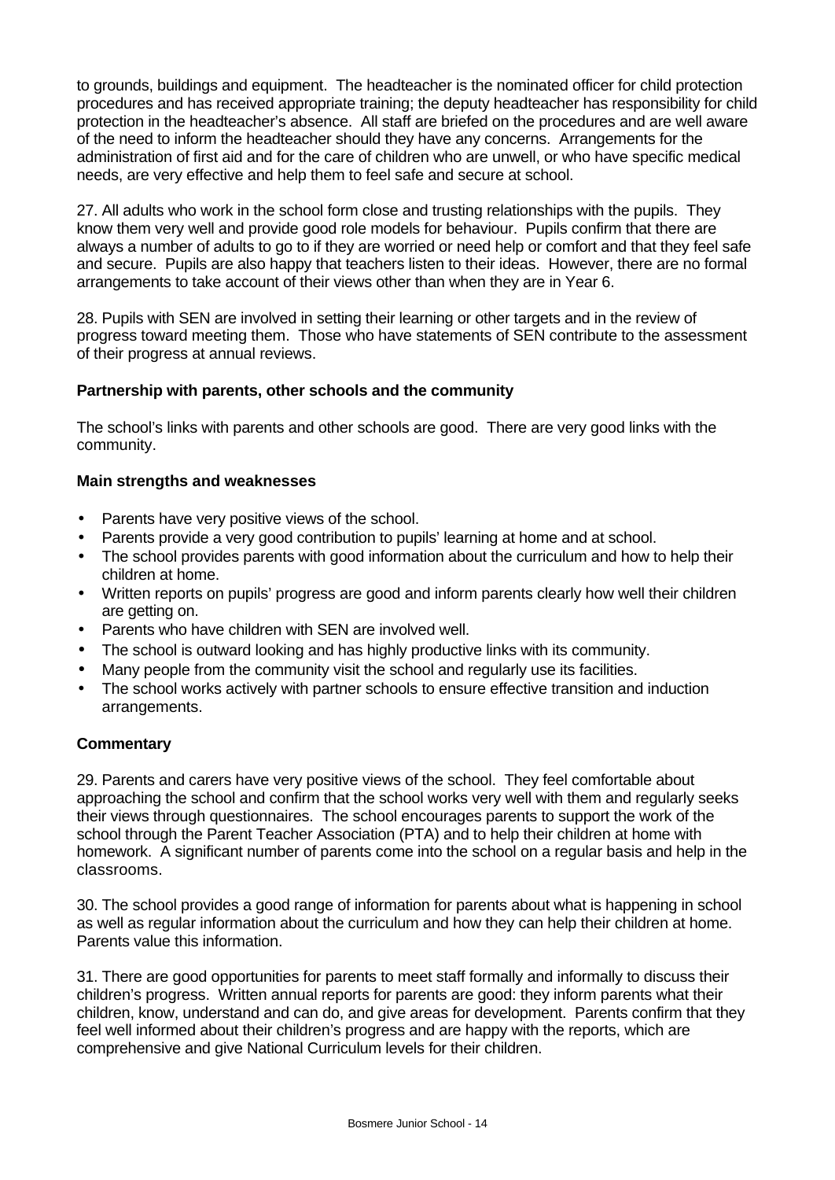to grounds, buildings and equipment. The headteacher is the nominated officer for child protection procedures and has received appropriate training; the deputy headteacher has responsibility for child protection in the headteacher's absence. All staff are briefed on the procedures and are well aware of the need to inform the headteacher should they have any concerns. Arrangements for the administration of first aid and for the care of children who are unwell, or who have specific medical needs, are very effective and help them to feel safe and secure at school.

27. All adults who work in the school form close and trusting relationships with the pupils. They know them very well and provide good role models for behaviour. Pupils confirm that there are always a number of adults to go to if they are worried or need help or comfort and that they feel safe and secure. Pupils are also happy that teachers listen to their ideas. However, there are no formal arrangements to take account of their views other than when they are in Year 6.

28. Pupils with SEN are involved in setting their learning or other targets and in the review of progress toward meeting them. Those who have statements of SEN contribute to the assessment of their progress at annual reviews.

### Partnership with parents, other schools and the community

The school's links with parents and other schools are good. There are very good links with the community.

#### Main strengths and weaknesses

- Parents have very positive views of the school.
- Parents provide a very good contribution to pupils' learning at home and at school.
- The school provides parents with good information about the curriculum and how to help their children at home.
- Written reports on pupils' progress are good and inform parents clearly how well their children are getting on.
- Parents who have children with SEN are involved well.
- The school is outward looking and has highly productive links with its community.
- Many people from the community visit the school and regularly use its facilities.
- The school works actively with partner schools to ensure effective transition and induction arrangements.

#### Commentary

29. Parents and carers have very positive views of the school. They feel comfortable about approaching the school and confirm that the school works very well with them and regularly seeks their views through questionnaires. The school encourages parents to support the work of the school through the Parent Teacher Association (PTA) and to help their children at home with homework. A significant number of parents come into the school on a regular basis and help in the classrooms.

30. The school provides a good range of information for parents about what is happening in school as well as regular information about the curriculum and how they can help their children at home. Parents value this information.

31. There are good opportunities for parents to meet staff formally and informally to discuss their children's progress. Written annual reports for parents are good: they inform parents what their children, know, understand and can do, and give areas for development. Parents confirm that they feel well informed about their children's progress and are happy with the reports, which are comprehensive and give National Curriculum levels for their children.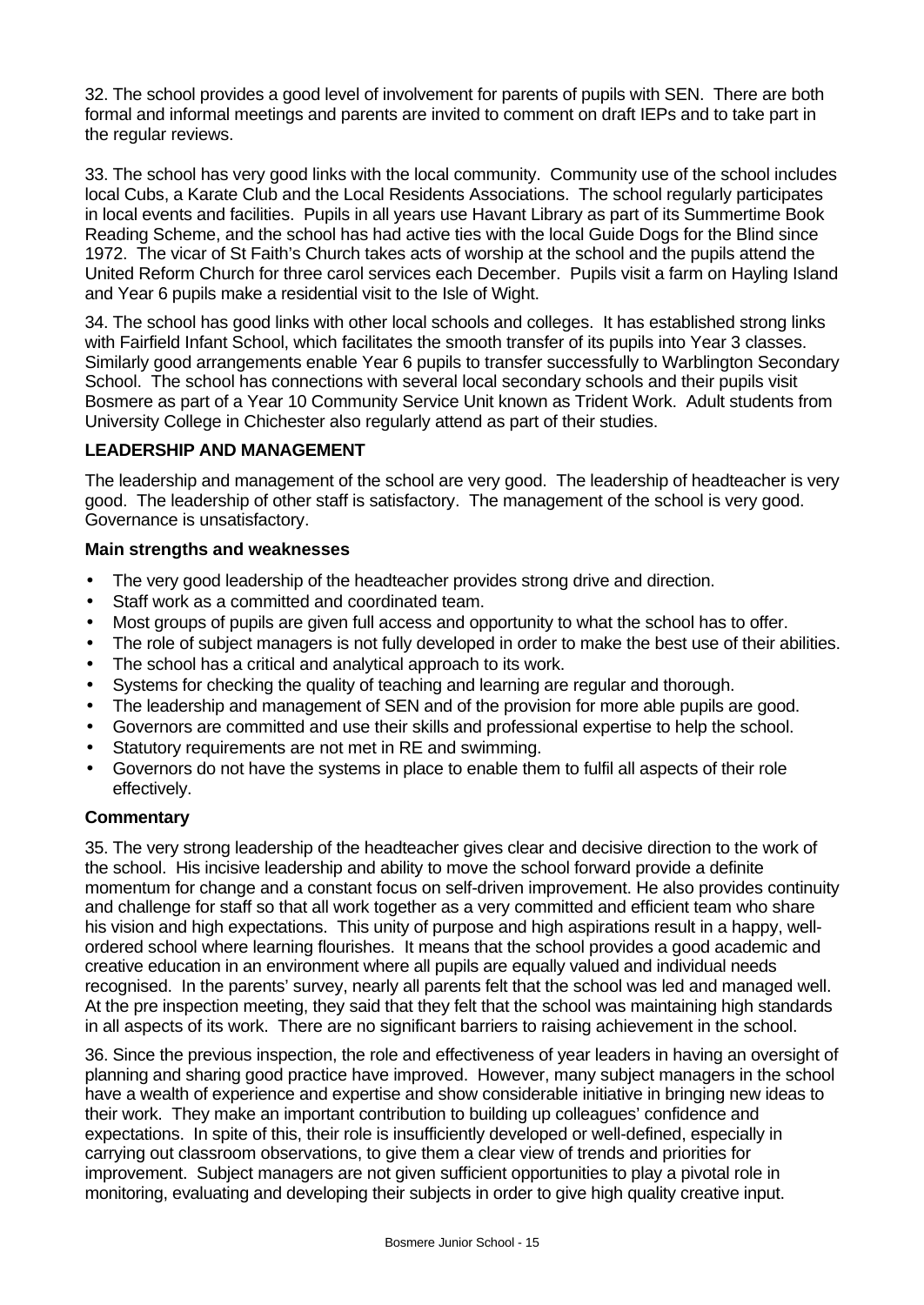32. The school provides a good level of involvement for parents of pupils with SEN. There are both formal and informal meetings and parents are invited to comment on draft IEPs and to take part in the regular reviews.

33. The school has very good links with the local community. Community use of the school includes local Cubs, a Karate Club and the Local Residents Associations. The school regularly participates in local events and facilities. Pupils in all years use Havant Library as part of its Summertime Book Reading Scheme, and the school has had active ties with the local Guide Dogs for the Blind since 1972. The vicar of St Faith's Church takes acts of worship at the school and the pupils attend the United Reform Church for three carol services each December. Pupils visit a farm on Hayling Island and Year 6 pupils make a residential visit to the Isle of Wight.

34. The school has good links with other local schools and colleges. It has established strong links with Fairfield Infant School, which facilitates the smooth transfer of its pupils into Year 3 classes. Similarly good arrangements enable Year 6 pupils to transfer successfully to Warblington Secondary School. The school has connections with several local secondary schools and their pupils visit Bosmere as part of a Year 10 Community Service Unit known as Trident Work. Adult students from University College in Chichester also regularly attend as part of their studies.

## LEADERSHIP AND MANAGEMENT

The leadership and management of the school are very good. The leadership of headteacher is very good. The leadership of other staff is satisfactory. The management of the school is very good. Governance is unsatisfactory.

### Main strengths and weaknesses

- The very good leadership of the headteacher provides strong drive and direction.
- Staff work as a committed and coordinated team.
- Most groups of pupils are given full access and opportunity to what the school has to offer.
- The role of subject managers is not fully developed in order to make the best use of their abilities.
- The school has a critical and analytical approach to its work.
- Systems for checking the quality of teaching and learning are regular and thorough.
- The leadership and management of SEN and of the provision for more able pupils are good.
- Governors are committed and use their skills and professional expertise to help the school.
- Statutory requirements are not met in RE and swimming.
- Governors do not have the systems in place to enable them to fulfil all aspects of their role effectively.

### Commentary

35. The very strong leadership of the headteacher gives clear and decisive direction to the work of the school. His incisive leadership and ability to move the school forward provide a definite momentum for change and a constant focus on self-driven improvement. He also provides continuity and challenge for staff so that all work together as a very committed and efficient team who share his vision and high expectations. This unity of purpose and high aspirations result in a happy, well-ordered school where learning flourishes. It means that the school provides a good academic and creative education in an environment where all pupils are equally valued and individual needs recognised. In the parents' survey, nearly all parents felt that the school was led and managed well. At the pre inspection meeting, they said that they felt that the school was maintaining high standards in all aspects of its work. There are no significant barriers to raising achievement in the school.

36. Since the previous inspection, the role and effectiveness of year leaders in having an oversight of planning and sharing good practice have improved. However, many subject managers in the school have a wealth of experience and expertise and show considerable initiative in bringing new ideas to their work. They make an important contribution to building up colleagues' confidence and expectations. In spite of this, their role is insufficiently developed or well-defined, especially in carrying out classroom observations, to give them a clear view of trends and priorities for improvement. Subject managers are not given sufficient opportunities to play a pivotal role in monitoring, evaluating and developing their subjects in order to give high quality creative input.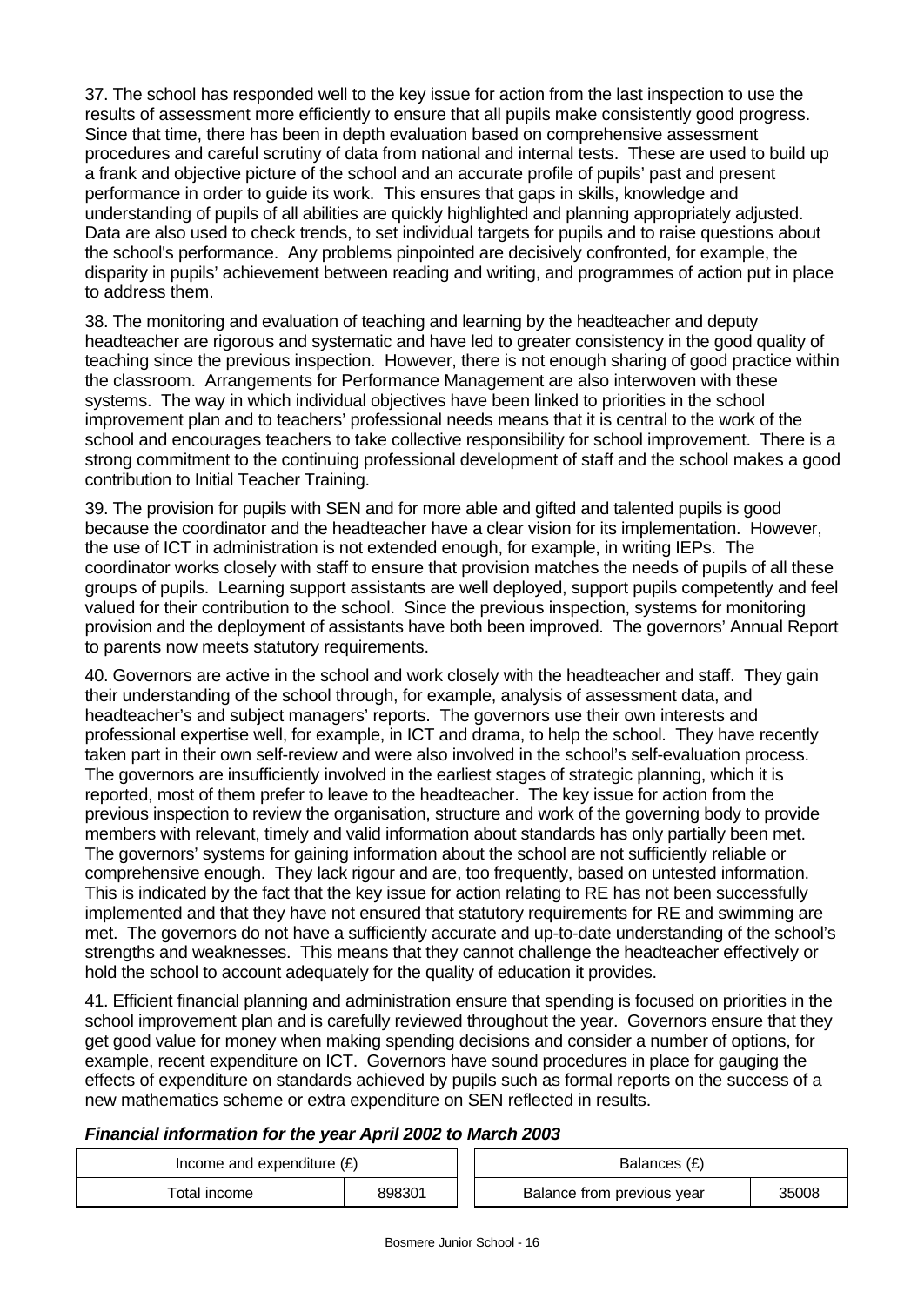37. The school has responded well to the key issue for action from the last inspection to use the results of assessment more efficiently to ensure that all pupils make consistently good progress. Since that time, there has been in depth evaluation based on comprehensive assessment procedures and careful scrutiny of data from national and internal tests. These are used to build up a frank and objective picture of the school and an accurate profile of pupils' past and present performance in order to guide its work. This ensures that gaps in skills, knowledge and understanding of pupils of all abilities are quickly highlighted and planning appropriately adjusted. Data are also used to check trends, to set individual targets for pupils and to raise questions about the school's performance. Any problems pinpointed are decisively confronted, for example, the disparity in pupils' achievement between reading and writing, and programmes of action put in place to address them.

38. The monitoring and evaluation of teaching and learning by the headteacher and deputy headteacher are rigorous and systematic and have led to greater consistency in the good quality of teaching since the previous inspection. However, there is not enough sharing of good practice within the classroom. Arrangements for Performance Management are also interwoven with these systems. The way in which individual objectives have been linked to priorities in the school improvement plan and to teachers' professional needs means that it is central to the work of the school and encourages teachers to take collective responsibility for school improvement. There is a strong commitment to the continuing professional development of staff and the school makes a good contribution to Initial Teacher Training.

39. The provision for pupils with SEN and for more able and gifted and talented pupils is good because the coordinator and the headteacher have a clear vision for its implementation. However, the use of ICT in administration is not extended enough, for example, in writing IEPs. The coordinator works closely with staff to ensure that provision matches the needs of pupils of all these groups of pupils. Learning support assistants are well deployed, support pupils competently and feel valued for their contribution to the school. Since the previous inspection, systems for monitoring provision and the deployment of assistants have both been improved. The governors' Annual Report to parents now meets statutory requirements.

40. Governors are active in the school and work closely with the headteacher and staff. They gain their understanding of the school through, for example, analysis of assessment data, and headteacher's and subject managers' reports. The governors use their own interests and professional expertise well, for example, in ICT and drama, to help the school. They have recently taken part in their own self-review and were also involved in the school's self-evaluation process. The governors are insufficiently involved in the earliest stages of strategic planning, which it is reported, most of them prefer to leave to the headteacher. The key issue for action from the previous inspection to review the organisation, structure and work of the governing body to provide members with relevant, timely and valid information about standards has only partially been met. The governors' systems for gaining information about the school are not sufficiently reliable or comprehensive enough. They lack rigour and are, too frequently, based on untested information. This is indicated by the fact that the key issue for action relating to RE has not been successfully implemented and that they have not ensured that statutory requirements for RE and swimming are met. The governors do not have a sufficiently accurate and up-to-date understanding of the school's strengths and weaknesses. This means that they cannot challenge the headteacher effectively or hold the school to account adequately for the quality of education it provides.

41. Efficient financial planning and administration ensure that spending is focused on priorities in the school improvement plan and is carefully reviewed throughout the year. Governors ensure that they get good value for money when making spending decisions and consider a number of options, for example, recent expenditure on ICT. Governors have sound procedures in place for gauging the effects of expenditure on standards achieved by pupils such as formal reports on the success of a new mathematics scheme or extra expenditure on SEN reflected in results.

***Financial information for the year April 2002 to March 2003***

| Income and expenditure (£) | |
|---|---|
| Total income | 898301 |

| Balances (£) | |
|---|---|
| Balance from previous year | 35008 |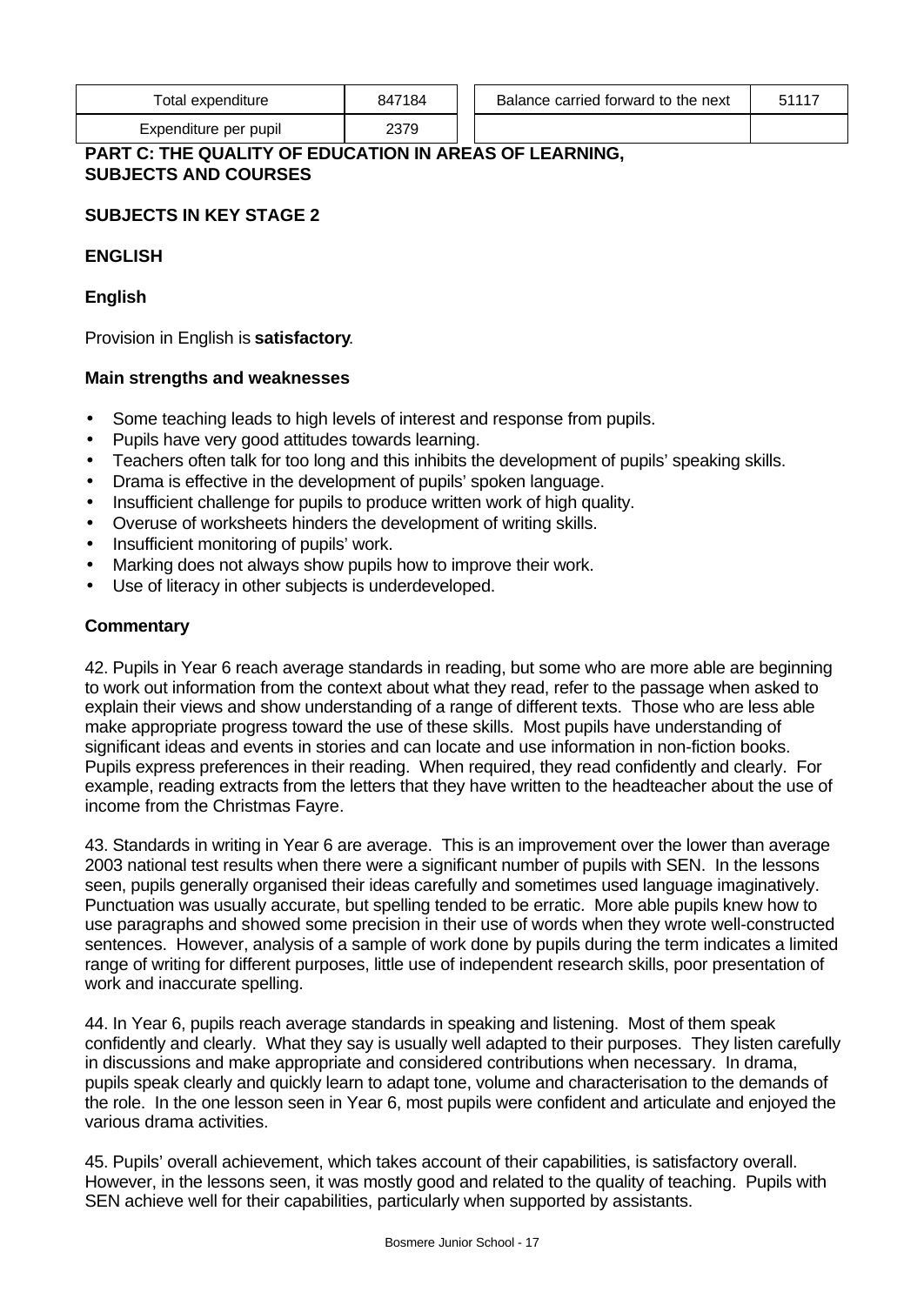| Total expenditure | 847184 | | Balance carried forward to the next | 51117 |
|---|---|---|---|---|
| Expenditure per pupil | 2379 | | | |

**PART C: THE QUALITY OF EDUCATION IN AREAS OF LEARNING, SUBJECTS AND COURSES**

**SUBJECTS IN KEY STAGE 2**

**ENGLISH**

**English**

Provision in English is **satisfactory**.

**Main strengths and weaknesses**

- Some teaching leads to high levels of interest and response from pupils.
- Pupils have very good attitudes towards learning.
- Teachers often talk for too long and this inhibits the development of pupils' speaking skills.
- Drama is effective in the development of pupils' spoken language.
- Insufficient challenge for pupils to produce written work of high quality.
- Overuse of worksheets hinders the development of writing skills.
- Insufficient monitoring of pupils' work.
- Marking does not always show pupils how to improve their work.
- Use of literacy in other subjects is underdeveloped.

**Commentary**

42. Pupils in Year 6 reach average standards in reading, but some who are more able are beginning to work out information from the context about what they read, refer to the passage when asked to explain their views and show understanding of a range of different texts. Those who are less able make appropriate progress toward the use of these skills. Most pupils have understanding of significant ideas and events in stories and can locate and use information in non-fiction books. Pupils express preferences in their reading. When required, they read confidently and clearly. For example, reading extracts from the letters that they have written to the headteacher about the use of income from the Christmas Fayre.

43. Standards in writing in Year 6 are average. This is an improvement over the lower than average 2003 national test results when there were a significant number of pupils with SEN. In the lessons seen, pupils generally organised their ideas carefully and sometimes used language imaginatively. Punctuation was usually accurate, but spelling tended to be erratic. More able pupils knew how to use paragraphs and showed some precision in their use of words when they wrote well-constructed sentences. However, analysis of a sample of work done by pupils during the term indicates a limited range of writing for different purposes, little use of independent research skills, poor presentation of work and inaccurate spelling.

44. In Year 6, pupils reach average standards in speaking and listening. Most of them speak confidently and clearly. What they say is usually well adapted to their purposes. They listen carefully in discussions and make appropriate and considered contributions when necessary. In drama, pupils speak clearly and quickly learn to adapt tone, volume and characterisation to the demands of the role. In the one lesson seen in Year 6, most pupils were confident and articulate and enjoyed the various drama activities.

45. Pupils' overall achievement, which takes account of their capabilities, is satisfactory overall. However, in the lessons seen, it was mostly good and related to the quality of teaching. Pupils with SEN achieve well for their capabilities, particularly when supported by assistants.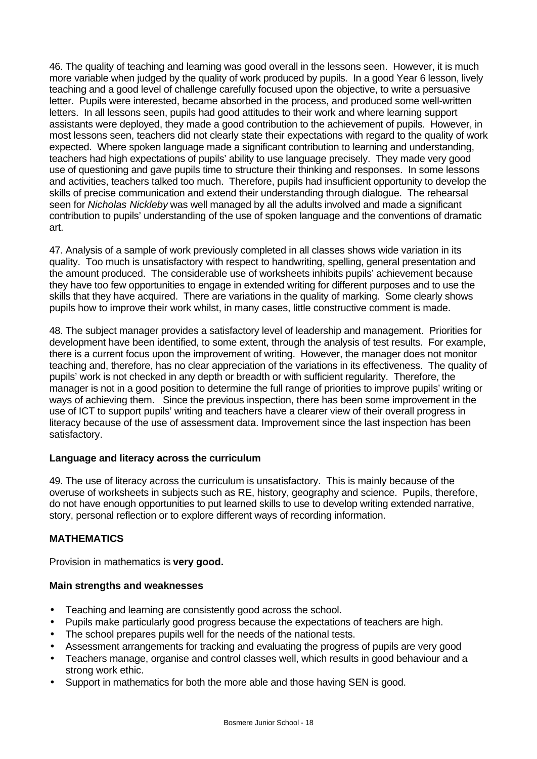46. The quality of teaching and learning was good overall in the lessons seen. However, it is much more variable when judged by the quality of work produced by pupils. In a good Year 6 lesson, lively teaching and a good level of challenge carefully focused upon the objective, to write a persuasive letter. Pupils were interested, became absorbed in the process, and produced some well-written letters. In all lessons seen, pupils had good attitudes to their work and where learning support assistants were deployed, they made a good contribution to the achievement of pupils. However, in most lessons seen, teachers did not clearly state their expectations with regard to the quality of work expected. Where spoken language made a significant contribution to learning and understanding, teachers had high expectations of pupils' ability to use language precisely. They made very good use of questioning and gave pupils time to structure their thinking and responses. In some lessons and activities, teachers talked too much. Therefore, pupils had insufficient opportunity to develop the skills of precise communication and extend their understanding through dialogue. The rehearsal seen for *Nicholas Nickleby* was well managed by all the adults involved and made a significant contribution to pupils' understanding of the use of spoken language and the conventions of dramatic art.

47. Analysis of a sample of work previously completed in all classes shows wide variation in its quality. Too much is unsatisfactory with respect to handwriting, spelling, general presentation and the amount produced. The considerable use of worksheets inhibits pupils' achievement because they have too few opportunities to engage in extended writing for different purposes and to use the skills that they have acquired. There are variations in the quality of marking. Some clearly shows pupils how to improve their work whilst, in many cases, little constructive comment is made.

48. The subject manager provides a satisfactory level of leadership and management. Priorities for development have been identified, to some extent, through the analysis of test results. For example, there is a current focus upon the improvement of writing. However, the manager does not monitor teaching and, therefore, has no clear appreciation of the variations in its effectiveness. The quality of pupils' work is not checked in any depth or breadth or with sufficient regularity. Therefore, the manager is not in a good position to determine the full range of priorities to improve pupils' writing or ways of achieving them. Since the previous inspection, there has been some improvement in the use of ICT to support pupils' writing and teachers have a clearer view of their overall progress in literacy because of the use of assessment data. Improvement since the last inspection has been satisfactory.

**Language and literacy across the curriculum**

49. The use of literacy across the curriculum is unsatisfactory. This is mainly because of the overuse of worksheets in subjects such as RE, history, geography and science. Pupils, therefore, do not have enough opportunities to put learned skills to use to develop writing extended narrative, story, personal reflection or to explore different ways of recording information.

## MATHEMATICS

Provision in mathematics is **very good.**

**Main strengths and weaknesses**

- Teaching and learning are consistently good across the school.
- Pupils make particularly good progress because the expectations of teachers are high.
- The school prepares pupils well for the needs of the national tests.
- Assessment arrangements for tracking and evaluating the progress of pupils are very good
- Teachers manage, organise and control classes well, which results in good behaviour and a strong work ethic.
- Support in mathematics for both the more able and those having SEN is good.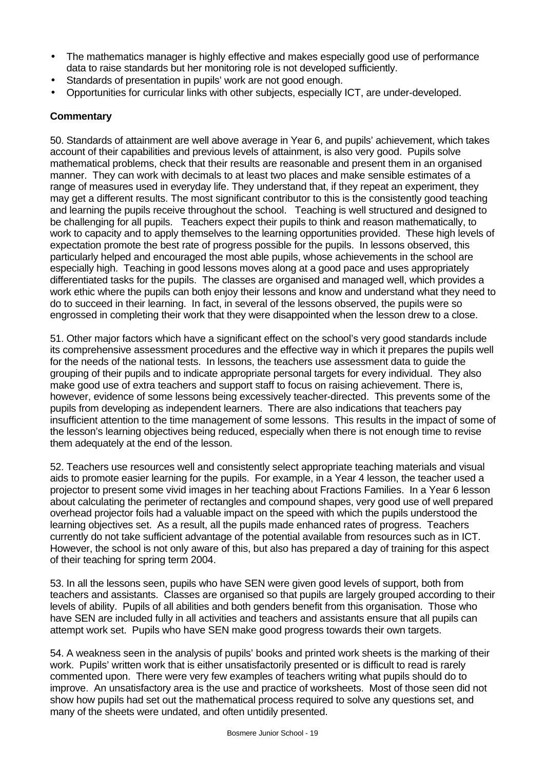- The mathematics manager is highly effective and makes especially good use of performance data to raise standards but her monitoring role is not developed sufficiently.
- Standards of presentation in pupils' work are not good enough.
- Opportunities for curricular links with other subjects, especially ICT, are under-developed.

**Commentary**

50. Standards of attainment are well above average in Year 6, and pupils' achievement, which takes account of their capabilities and previous levels of attainment, is also very good. Pupils solve mathematical problems, check that their results are reasonable and present them in an organised manner. They can work with decimals to at least two places and make sensible estimates of a range of measures used in everyday life. They understand that, if they repeat an experiment, they may get a different results. The most significant contributor to this is the consistently good teaching and learning the pupils receive throughout the school. Teaching is well structured and designed to be challenging for all pupils. Teachers expect their pupils to think and reason mathematically, to work to capacity and to apply themselves to the learning opportunities provided. These high levels of expectation promote the best rate of progress possible for the pupils. In lessons observed, this particularly helped and encouraged the most able pupils, whose achievements in the school are especially high. Teaching in good lessons moves along at a good pace and uses appropriately differentiated tasks for the pupils. The classes are organised and managed well, which provides a work ethic where the pupils can both enjoy their lessons and know and understand what they need to do to succeed in their learning. In fact, in several of the lessons observed, the pupils were so engrossed in completing their work that they were disappointed when the lesson drew to a close.

51. Other major factors which have a significant effect on the school's very good standards include its comprehensive assessment procedures and the effective way in which it prepares the pupils well for the needs of the national tests. In lessons, the teachers use assessment data to guide the grouping of their pupils and to indicate appropriate personal targets for every individual. They also make good use of extra teachers and support staff to focus on raising achievement. There is, however, evidence of some lessons being excessively teacher-directed. This prevents some of the pupils from developing as independent learners. There are also indications that teachers pay insufficient attention to the time management of some lessons. This results in the impact of some of the lesson's learning objectives being reduced, especially when there is not enough time to revise them adequately at the end of the lesson.

52. Teachers use resources well and consistently select appropriate teaching materials and visual aids to promote easier learning for the pupils. For example, in a Year 4 lesson, the teacher used a projector to present some vivid images in her teaching about Fractions Families. In a Year 6 lesson about calculating the perimeter of rectangles and compound shapes, very good use of well prepared overhead projector foils had a valuable impact on the speed with which the pupils understood the learning objectives set. As a result, all the pupils made enhanced rates of progress. Teachers currently do not take sufficient advantage of the potential available from resources such as in ICT. However, the school is not only aware of this, but also has prepared a day of training for this aspect of their teaching for spring term 2004.

53. In all the lessons seen, pupils who have SEN were given good levels of support, both from teachers and assistants. Classes are organised so that pupils are largely grouped according to their levels of ability. Pupils of all abilities and both genders benefit from this organisation. Those who have SEN are included fully in all activities and teachers and assistants ensure that all pupils can attempt work set. Pupils who have SEN make good progress towards their own targets.

54. A weakness seen in the analysis of pupils' books and printed work sheets is the marking of their work. Pupils' written work that is either unsatisfactorily presented or is difficult to read is rarely commented upon. There were very few examples of teachers writing what pupils should do to improve. An unsatisfactory area is the use and practice of worksheets. Most of those seen did not show how pupils had set out the mathematical process required to solve any questions set, and many of the sheets were undated, and often untidily presented.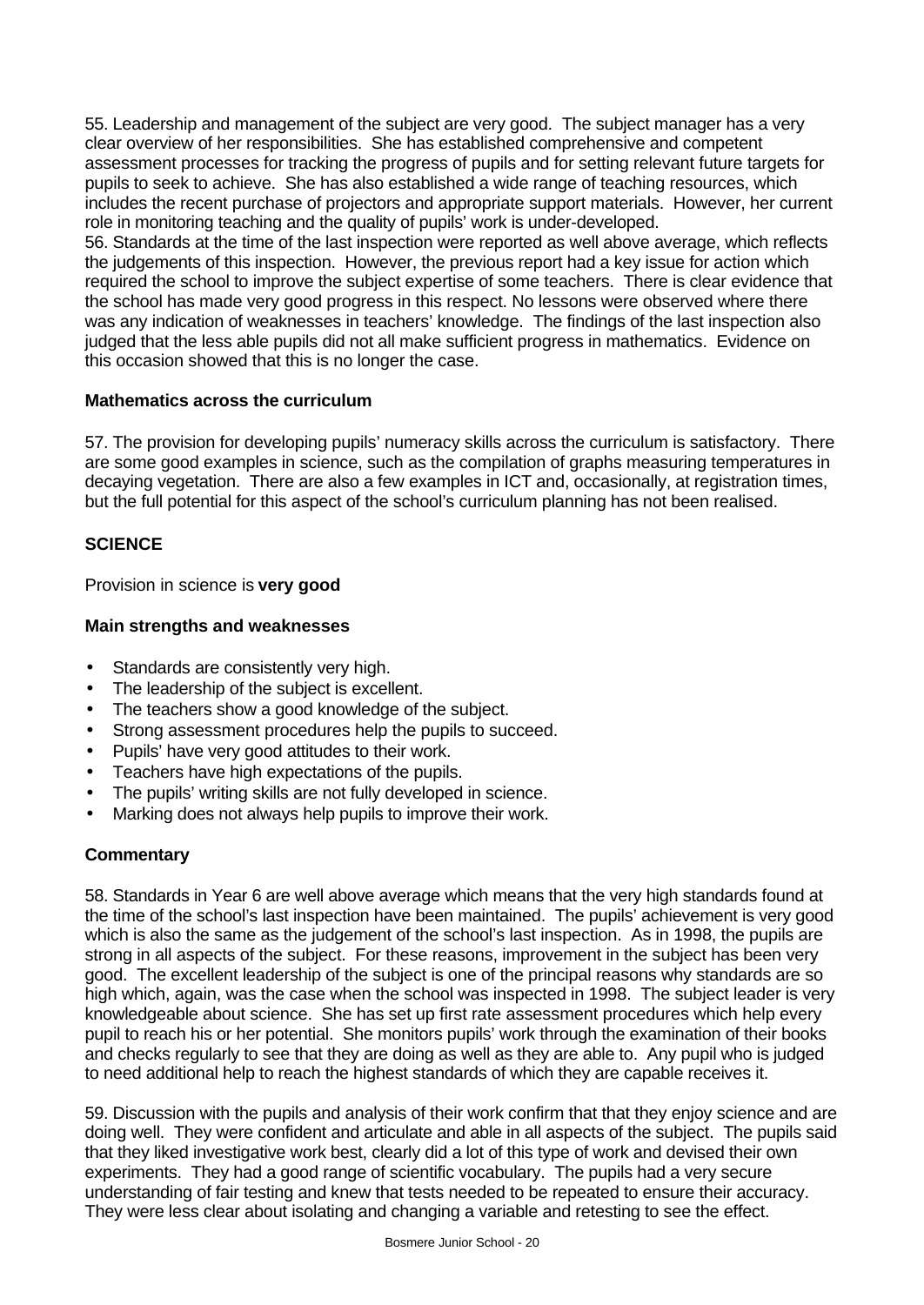55. Leadership and management of the subject are very good. The subject manager has a very clear overview of her responsibilities. She has established comprehensive and competent assessment processes for tracking the progress of pupils and for setting relevant future targets for pupils to seek to achieve. She has also established a wide range of teaching resources, which includes the recent purchase of projectors and appropriate support materials. However, her current role in monitoring teaching and the quality of pupils' work is under-developed.

56. Standards at the time of the last inspection were reported as well above average, which reflects the judgements of this inspection. However, the previous report had a key issue for action which required the school to improve the subject expertise of some teachers. There is clear evidence that the school has made very good progress in this respect. No lessons were observed where there was any indication of weaknesses in teachers' knowledge. The findings of the last inspection also judged that the less able pupils did not all make sufficient progress in mathematics. Evidence on this occasion showed that this is no longer the case.

### Mathematics across the curriculum

57. The provision for developing pupils' numeracy skills across the curriculum is satisfactory. There are some good examples in science, such as the compilation of graphs measuring temperatures in decaying vegetation. There are also a few examples in ICT and, occasionally, at registration times, but the full potential for this aspect of the school's curriculum planning has not been realised.

## SCIENCE

Provision in science is **very good**

### Main strengths and weaknesses

- Standards are consistently very high.
- The leadership of the subject is excellent.
- The teachers show a good knowledge of the subject.
- Strong assessment procedures help the pupils to succeed.
- Pupils' have very good attitudes to their work.
- Teachers have high expectations of the pupils.
- The pupils' writing skills are not fully developed in science.
- Marking does not always help pupils to improve their work.

### Commentary

58. Standards in Year 6 are well above average which means that the very high standards found at the time of the school's last inspection have been maintained. The pupils' achievement is very good which is also the same as the judgement of the school's last inspection. As in 1998, the pupils are strong in all aspects of the subject. For these reasons, improvement in the subject has been very good. The excellent leadership of the subject is one of the principal reasons why standards are so high which, again, was the case when the school was inspected in 1998. The subject leader is very knowledgeable about science. She has set up first rate assessment procedures which help every pupil to reach his or her potential. She monitors pupils' work through the examination of their books and checks regularly to see that they are doing as well as they are able to. Any pupil who is judged to need additional help to reach the highest standards of which they are capable receives it.

59. Discussion with the pupils and analysis of their work confirm that that they enjoy science and are doing well. They were confident and articulate and able in all aspects of the subject. The pupils said that they liked investigative work best, clearly did a lot of this type of work and devised their own experiments. They had a good range of scientific vocabulary. The pupils had a very secure understanding of fair testing and knew that tests needed to be repeated to ensure their accuracy. They were less clear about isolating and changing a variable and retesting to see the effect.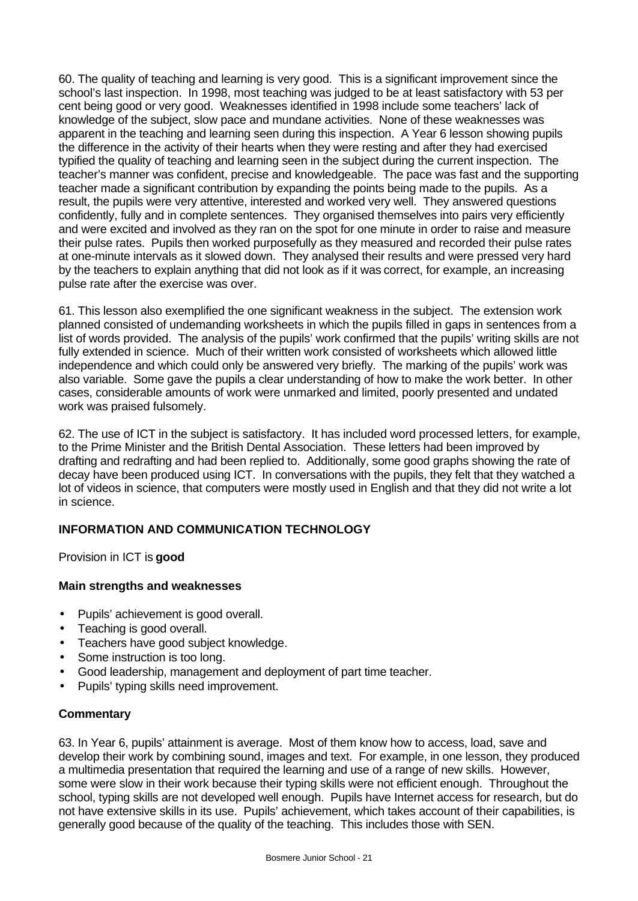60. The quality of teaching and learning is very good. This is a significant improvement since the school's last inspection. In 1998, most teaching was judged to be at least satisfactory with 53 per cent being good or very good. Weaknesses identified in 1998 include some teachers' lack of knowledge of the subject, slow pace and mundane activities. None of these weaknesses was apparent in the teaching and learning seen during this inspection. A Year 6 lesson showing pupils the difference in the activity of their hearts when they were resting and after they had exercised typified the quality of teaching and learning seen in the subject during the current inspection. The teacher's manner was confident, precise and knowledgeable. The pace was fast and the supporting teacher made a significant contribution by expanding the points being made to the pupils. As a result, the pupils were very attentive, interested and worked very well. They answered questions confidently, fully and in complete sentences. They organised themselves into pairs very efficiently and were excited and involved as they ran on the spot for one minute in order to raise and measure their pulse rates. Pupils then worked purposefully as they measured and recorded their pulse rates at one-minute intervals as it slowed down. They analysed their results and were pressed very hard by the teachers to explain anything that did not look as if it was correct, for example, an increasing pulse rate after the exercise was over.

61. This lesson also exemplified the one significant weakness in the subject. The extension work planned consisted of undemanding worksheets in which the pupils filled in gaps in sentences from a list of words provided. The analysis of the pupils' work confirmed that the pupils' writing skills are not fully extended in science. Much of their written work consisted of worksheets which allowed little independence and which could only be answered very briefly. The marking of the pupils' work was also variable. Some gave the pupils a clear understanding of how to make the work better. In other cases, considerable amounts of work were unmarked and limited, poorly presented and undated work was praised fulsomely.

62. The use of ICT in the subject is satisfactory. It has included word processed letters, for example, to the Prime Minister and the British Dental Association. These letters had been improved by drafting and redrafting and had been replied to. Additionally, some good graphs showing the rate of decay have been produced using ICT. In conversations with the pupils, they felt that they watched a lot of videos in science, that computers were mostly used in English and that they did not write a lot in science.

## INFORMATION AND COMMUNICATION TECHNOLOGY

Provision in ICT is **good**

### Main strengths and weaknesses

- Pupils' achievement is good overall.
- Teaching is good overall.
- Teachers have good subject knowledge.
- Some instruction is too long.
- Good leadership, management and deployment of part time teacher.
- Pupils' typing skills need improvement.

### Commentary

63. In Year 6, pupils' attainment is average. Most of them know how to access, load, save and develop their work by combining sound, images and text. For example, in one lesson, they produced a multimedia presentation that required the learning and use of a range of new skills. However, some were slow in their work because their typing skills were not efficient enough. Throughout the school, typing skills are not developed well enough. Pupils have Internet access for research, but do not have extensive skills in its use. Pupils' achievement, which takes account of their capabilities, is generally good because of the quality of the teaching. This includes those with SEN.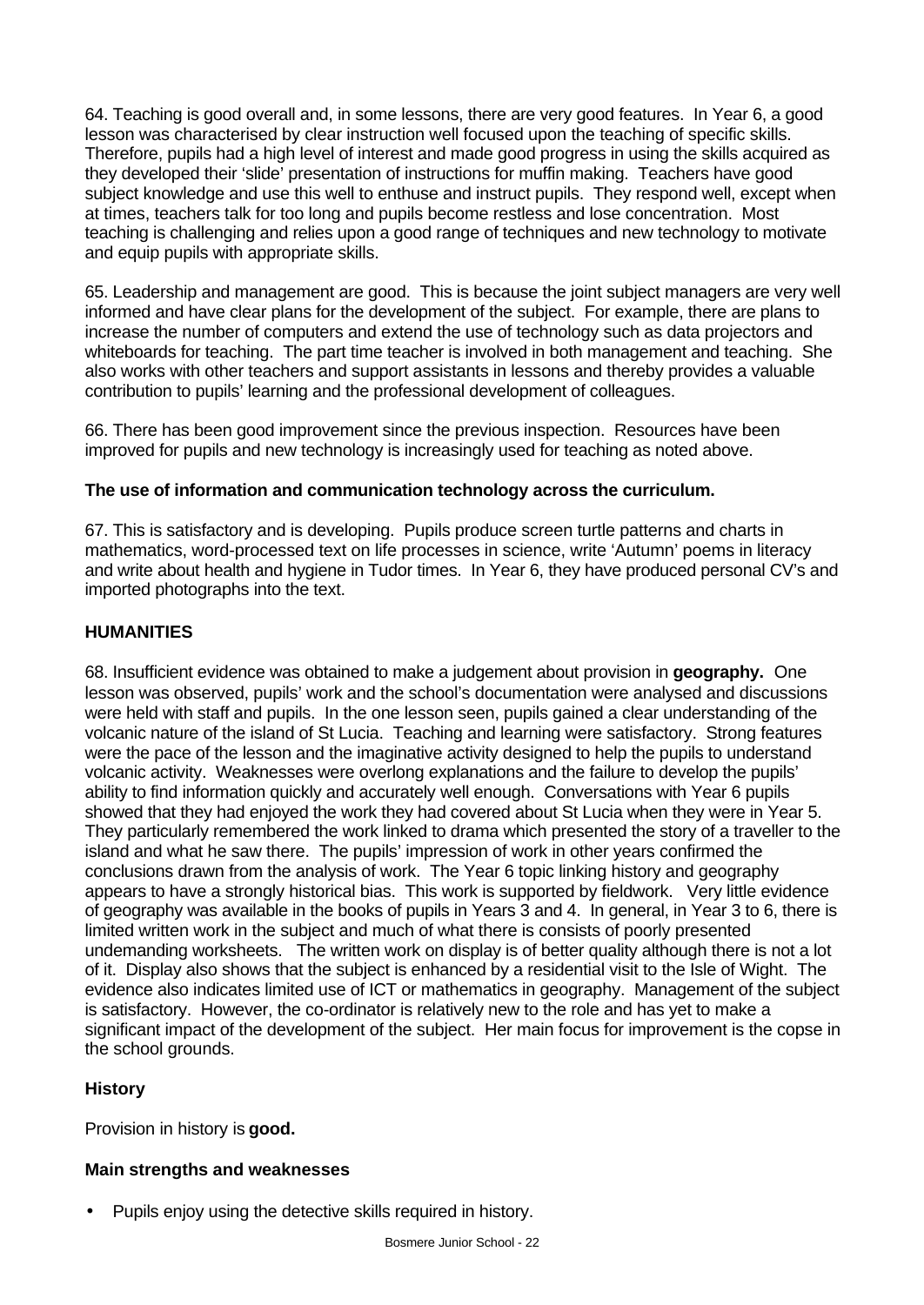64. Teaching is good overall and, in some lessons, there are very good features. In Year 6, a good lesson was characterised by clear instruction well focused upon the teaching of specific skills. Therefore, pupils had a high level of interest and made good progress in using the skills acquired as they developed their 'slide' presentation of instructions for muffin making. Teachers have good subject knowledge and use this well to enthuse and instruct pupils. They respond well, except when at times, teachers talk for too long and pupils become restless and lose concentration. Most teaching is challenging and relies upon a good range of techniques and new technology to motivate and equip pupils with appropriate skills.

65. Leadership and management are good. This is because the joint subject managers are very well informed and have clear plans for the development of the subject. For example, there are plans to increase the number of computers and extend the use of technology such as data projectors and whiteboards for teaching. The part time teacher is involved in both management and teaching. She also works with other teachers and support assistants in lessons and thereby provides a valuable contribution to pupils' learning and the professional development of colleagues.

66. There has been good improvement since the previous inspection. Resources have been improved for pupils and new technology is increasingly used for teaching as noted above.

**The use of information and communication technology across the curriculum.**

67. This is satisfactory and is developing. Pupils produce screen turtle patterns and charts in mathematics, word-processed text on life processes in science, write 'Autumn' poems in literacy and write about health and hygiene in Tudor times. In Year 6, they have produced personal CV's and imported photographs into the text.

## HUMANITIES

68. Insufficient evidence was obtained to make a judgement about provision in **geography.** One lesson was observed, pupils' work and the school's documentation were analysed and discussions were held with staff and pupils. In the one lesson seen, pupils gained a clear understanding of the volcanic nature of the island of St Lucia. Teaching and learning were satisfactory. Strong features were the pace of the lesson and the imaginative activity designed to help the pupils to understand volcanic activity. Weaknesses were overlong explanations and the failure to develop the pupils' ability to find information quickly and accurately well enough. Conversations with Year 6 pupils showed that they had enjoyed the work they had covered about St Lucia when they were in Year 5. They particularly remembered the work linked to drama which presented the story of a traveller to the island and what he saw there. The pupils' impression of work in other years confirmed the conclusions drawn from the analysis of work. The Year 6 topic linking history and geography appears to have a strongly historical bias. This work is supported by fieldwork. Very little evidence of geography was available in the books of pupils in Years 3 and 4. In general, in Year 3 to 6, there is limited written work in the subject and much of what there is consists of poorly presented undemanding worksheets. The written work on display is of better quality although there is not a lot of it. Display also shows that the subject is enhanced by a residential visit to the Isle of Wight. The evidence also indicates limited use of ICT or mathematics in geography. Management of the subject is satisfactory. However, the co-ordinator is relatively new to the role and has yet to make a significant impact of the development of the subject. Her main focus for improvement is the copse in the school grounds.

### History

Provision in history is **good.**

**Main strengths and weaknesses**

- Pupils enjoy using the detective skills required in history.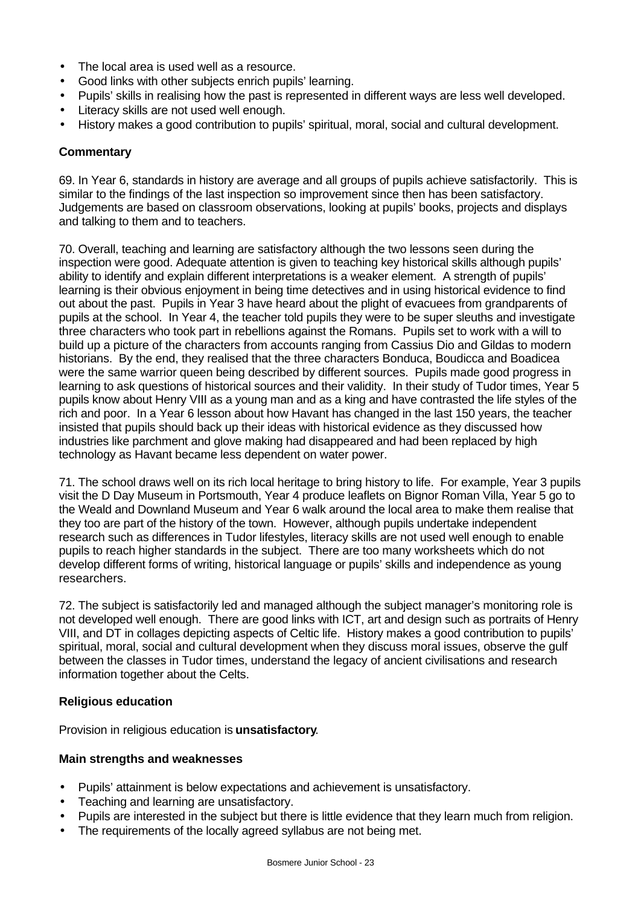- The local area is used well as a resource.
- Good links with other subjects enrich pupils' learning.
- Pupils' skills in realising how the past is represented in different ways are less well developed.
- Literacy skills are not used well enough.
- History makes a good contribution to pupils' spiritual, moral, social and cultural development.

**Commentary**

69. In Year 6, standards in history are average and all groups of pupils achieve satisfactorily. This is similar to the findings of the last inspection so improvement since then has been satisfactory. Judgements are based on classroom observations, looking at pupils' books, projects and displays and talking to them and to teachers.

70. Overall, teaching and learning are satisfactory although the two lessons seen during the inspection were good. Adequate attention is given to teaching key historical skills although pupils' ability to identify and explain different interpretations is a weaker element. A strength of pupils' learning is their obvious enjoyment in being time detectives and in using historical evidence to find out about the past. Pupils in Year 3 have heard about the plight of evacuees from grandparents of pupils at the school. In Year 4, the teacher told pupils they were to be super sleuths and investigate three characters who took part in rebellions against the Romans. Pupils set to work with a will to build up a picture of the characters from accounts ranging from Cassius Dio and Gildas to modern historians. By the end, they realised that the three characters Bonduca, Boudicca and Boadicea were the same warrior queen being described by different sources. Pupils made good progress in learning to ask questions of historical sources and their validity. In their study of Tudor times, Year 5 pupils know about Henry VIII as a young man and as a king and have contrasted the life styles of the rich and poor. In a Year 6 lesson about how Havant has changed in the last 150 years, the teacher insisted that pupils should back up their ideas with historical evidence as they discussed how industries like parchment and glove making had disappeared and had been replaced by high technology as Havant became less dependent on water power.

71. The school draws well on its rich local heritage to bring history to life. For example, Year 3 pupils visit the D Day Museum in Portsmouth, Year 4 produce leaflets on Bignor Roman Villa, Year 5 go to the Weald and Downland Museum and Year 6 walk around the local area to make them realise that they too are part of the history of the town. However, although pupils undertake independent research such as differences in Tudor lifestyles, literacy skills are not used well enough to enable pupils to reach higher standards in the subject. There are too many worksheets which do not develop different forms of writing, historical language or pupils' skills and independence as young researchers.

72. The subject is satisfactorily led and managed although the subject manager's monitoring role is not developed well enough. There are good links with ICT, art and design such as portraits of Henry VIII, and DT in collages depicting aspects of Celtic life. History makes a good contribution to pupils' spiritual, moral, social and cultural development when they discuss moral issues, observe the gulf between the classes in Tudor times, understand the legacy of ancient civilisations and research information together about the Celts.

**Religious education**

Provision in religious education is **unsatisfactory**.

**Main strengths and weaknesses**

- Pupils' attainment is below expectations and achievement is unsatisfactory.
- Teaching and learning are unsatisfactory.
- Pupils are interested in the subject but there is little evidence that they learn much from religion.
- The requirements of the locally agreed syllabus are not being met.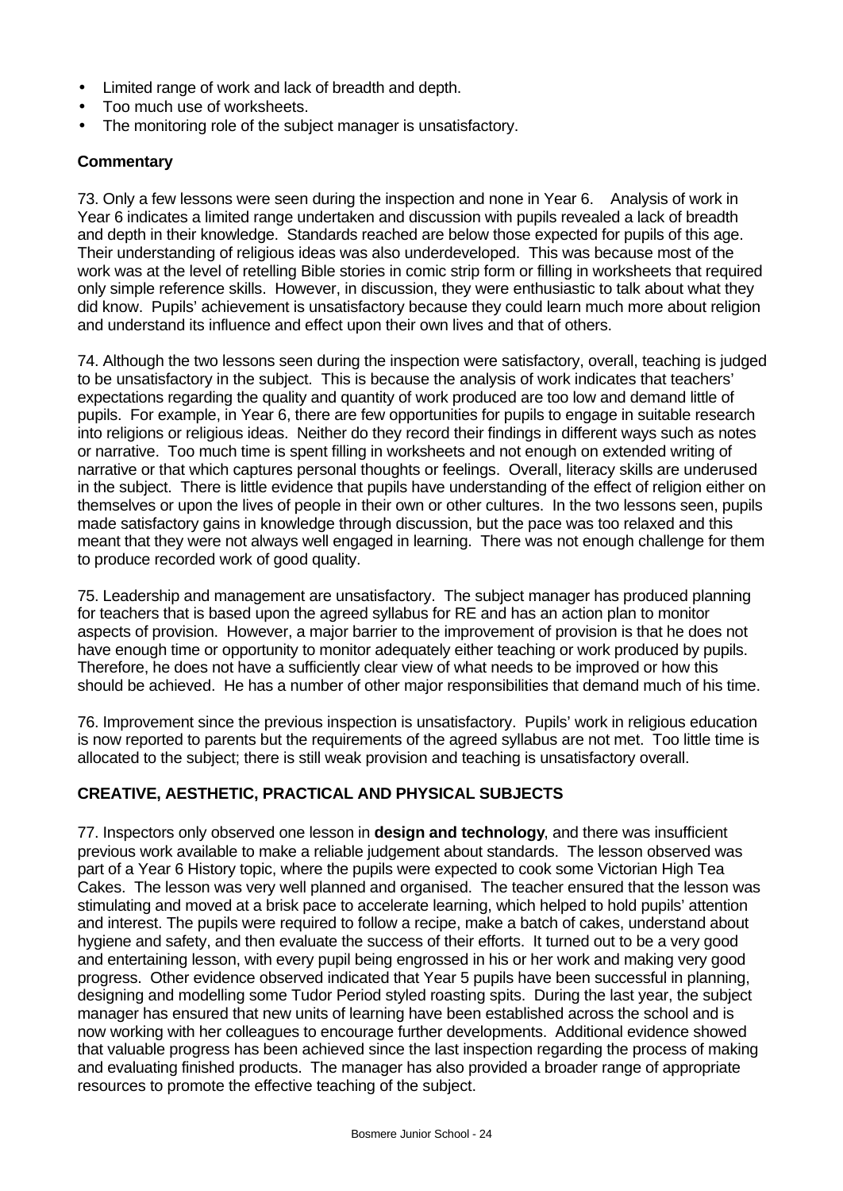- Limited range of work and lack of breadth and depth.
- Too much use of worksheets.
- The monitoring role of the subject manager is unsatisfactory.

### Commentary

73. Only a few lessons were seen during the inspection and none in Year 6. Analysis of work in Year 6 indicates a limited range undertaken and discussion with pupils revealed a lack of breadth and depth in their knowledge. Standards reached are below those expected for pupils of this age. Their understanding of religious ideas was also underdeveloped. This was because most of the work was at the level of retelling Bible stories in comic strip form or filling in worksheets that required only simple reference skills. However, in discussion, they were enthusiastic to talk about what they did know. Pupils' achievement is unsatisfactory because they could learn much more about religion and understand its influence and effect upon their own lives and that of others.

74. Although the two lessons seen during the inspection were satisfactory, overall, teaching is judged to be unsatisfactory in the subject. This is because the analysis of work indicates that teachers' expectations regarding the quality and quantity of work produced are too low and demand little of pupils. For example, in Year 6, there are few opportunities for pupils to engage in suitable research into religions or religious ideas. Neither do they record their findings in different ways such as notes or narrative. Too much time is spent filling in worksheets and not enough on extended writing of narrative or that which captures personal thoughts or feelings. Overall, literacy skills are underused in the subject. There is little evidence that pupils have understanding of the effect of religion either on themselves or upon the lives of people in their own or other cultures. In the two lessons seen, pupils made satisfactory gains in knowledge through discussion, but the pace was too relaxed and this meant that they were not always well engaged in learning. There was not enough challenge for them to produce recorded work of good quality.

75. Leadership and management are unsatisfactory. The subject manager has produced planning for teachers that is based upon the agreed syllabus for RE and has an action plan to monitor aspects of provision. However, a major barrier to the improvement of provision is that he does not have enough time or opportunity to monitor adequately either teaching or work produced by pupils. Therefore, he does not have a sufficiently clear view of what needs to be improved or how this should be achieved. He has a number of other major responsibilities that demand much of his time.

76. Improvement since the previous inspection is unsatisfactory. Pupils' work in religious education is now reported to parents but the requirements of the agreed syllabus are not met. Too little time is allocated to the subject; there is still weak provision and teaching is unsatisfactory overall.

## CREATIVE, AESTHETIC, PRACTICAL AND PHYSICAL SUBJECTS

77. Inspectors only observed one lesson in **design and technology**, and there was insufficient previous work available to make a reliable judgement about standards. The lesson observed was part of a Year 6 History topic, where the pupils were expected to cook some Victorian High Tea Cakes. The lesson was very well planned and organised. The teacher ensured that the lesson was stimulating and moved at a brisk pace to accelerate learning, which helped to hold pupils' attention and interest. The pupils were required to follow a recipe, make a batch of cakes, understand about hygiene and safety, and then evaluate the success of their efforts. It turned out to be a very good and entertaining lesson, with every pupil being engrossed in his or her work and making very good progress. Other evidence observed indicated that Year 5 pupils have been successful in planning, designing and modelling some Tudor Period styled roasting spits. During the last year, the subject manager has ensured that new units of learning have been established across the school and is now working with her colleagues to encourage further developments. Additional evidence showed that valuable progress has been achieved since the last inspection regarding the process of making and evaluating finished products. The manager has also provided a broader range of appropriate resources to promote the effective teaching of the subject.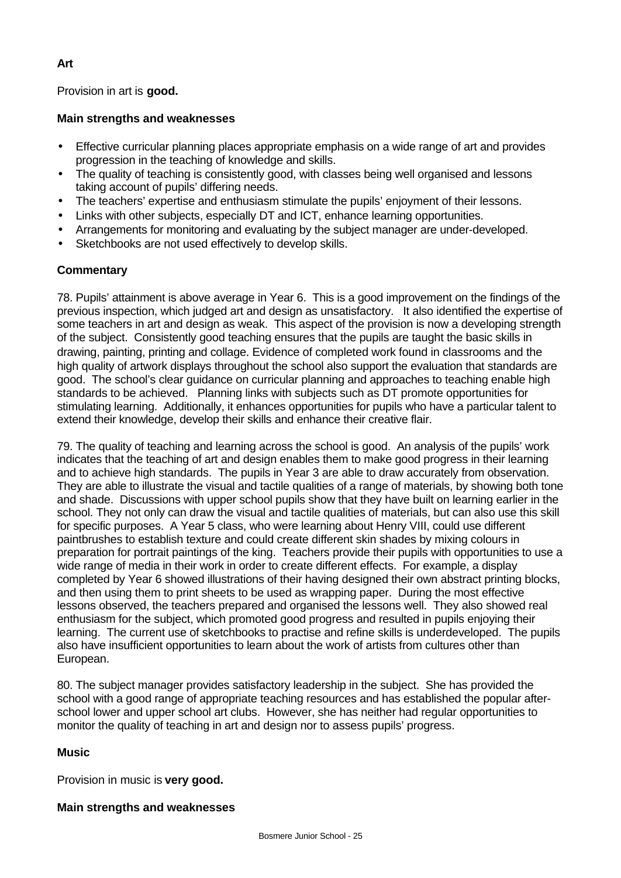**Art**

Provision in art is **good.**

**Main strengths and weaknesses**

- Effective curricular planning places appropriate emphasis on a wide range of art and provides progression in the teaching of knowledge and skills.
- The quality of teaching is consistently good, with classes being well organised and lessons taking account of pupils' differing needs.
- The teachers' expertise and enthusiasm stimulate the pupils' enjoyment of their lessons.
- Links with other subjects, especially DT and ICT, enhance learning opportunities.
- Arrangements for monitoring and evaluating by the subject manager are under-developed.
- Sketchbooks are not used effectively to develop skills.

**Commentary**

78. Pupils' attainment is above average in Year 6. This is a good improvement on the findings of the previous inspection, which judged art and design as unsatisfactory. It also identified the expertise of some teachers in art and design as weak. This aspect of the provision is now a developing strength of the subject. Consistently good teaching ensures that the pupils are taught the basic skills in drawing, painting, printing and collage. Evidence of completed work found in classrooms and the high quality of artwork displays throughout the school also support the evaluation that standards are good. The school's clear guidance on curricular planning and approaches to teaching enable high standards to be achieved. Planning links with subjects such as DT promote opportunities for stimulating learning. Additionally, it enhances opportunities for pupils who have a particular talent to extend their knowledge, develop their skills and enhance their creative flair.

79. The quality of teaching and learning across the school is good. An analysis of the pupils' work indicates that the teaching of art and design enables them to make good progress in their learning and to achieve high standards. The pupils in Year 3 are able to draw accurately from observation. They are able to illustrate the visual and tactile qualities of a range of materials, by showing both tone and shade. Discussions with upper school pupils show that they have built on learning earlier in the school. They not only can draw the visual and tactile qualities of materials, but can also use this skill for specific purposes. A Year 5 class, who were learning about Henry VIII, could use different paintbrushes to establish texture and could create different skin shades by mixing colours in preparation for portrait paintings of the king. Teachers provide their pupils with opportunities to use a wide range of media in their work in order to create different effects. For example, a display completed by Year 6 showed illustrations of their having designed their own abstract printing blocks, and then using them to print sheets to be used as wrapping paper. During the most effective lessons observed, the teachers prepared and organised the lessons well. They also showed real enthusiasm for the subject, which promoted good progress and resulted in pupils enjoying their learning. The current use of sketchbooks to practise and refine skills is underdeveloped. The pupils also have insufficient opportunities to learn about the work of artists from cultures other than European.

80. The subject manager provides satisfactory leadership in the subject. She has provided the school with a good range of appropriate teaching resources and has established the popular after-school lower and upper school art clubs. However, she has neither had regular opportunities to monitor the quality of teaching in art and design nor to assess pupils' progress.

**Music**

Provision in music is **very good.**

**Main strengths and weaknesses**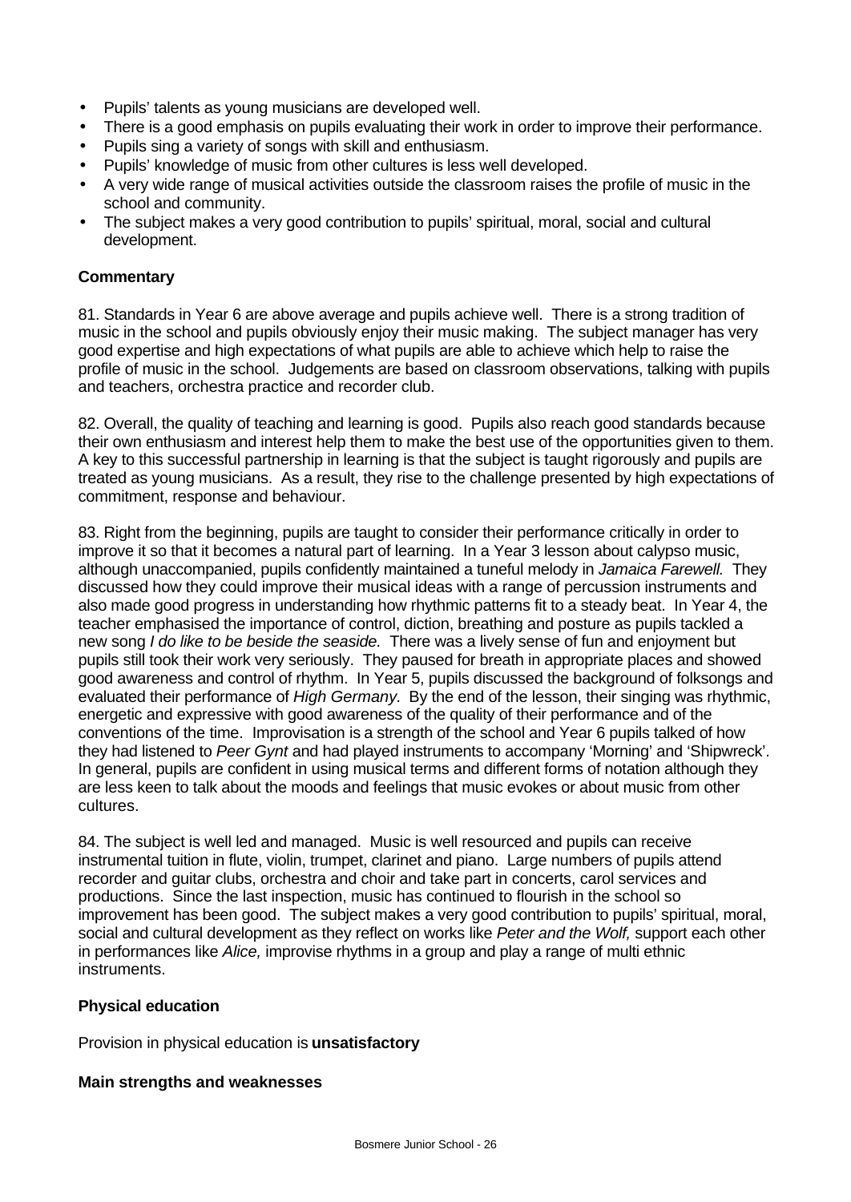- Pupils' talents as young musicians are developed well.
- There is a good emphasis on pupils evaluating their work in order to improve their performance.
- Pupils sing a variety of songs with skill and enthusiasm.
- Pupils' knowledge of music from other cultures is less well developed.
- A very wide range of musical activities outside the classroom raises the profile of music in the school and community.
- The subject makes a very good contribution to pupils' spiritual, moral, social and cultural development.

**Commentary**

81. Standards in Year 6 are above average and pupils achieve well. There is a strong tradition of music in the school and pupils obviously enjoy their music making. The subject manager has very good expertise and high expectations of what pupils are able to achieve which help to raise the profile of music in the school. Judgements are based on classroom observations, talking with pupils and teachers, orchestra practice and recorder club.

82. Overall, the quality of teaching and learning is good. Pupils also reach good standards because their own enthusiasm and interest help them to make the best use of the opportunities given to them. A key to this successful partnership in learning is that the subject is taught rigorously and pupils are treated as young musicians. As a result, they rise to the challenge presented by high expectations of commitment, response and behaviour.

83. Right from the beginning, pupils are taught to consider their performance critically in order to improve it so that it becomes a natural part of learning. In a Year 3 lesson about calypso music, although unaccompanied, pupils confidently maintained a tuneful melody in *Jamaica Farewell.* They discussed how they could improve their musical ideas with a range of percussion instruments and also made good progress in understanding how rhythmic patterns fit to a steady beat. In Year 4, the teacher emphasised the importance of control, diction, breathing and posture as pupils tackled a new song *I do like to be beside the seaside.* There was a lively sense of fun and enjoyment but pupils still took their work very seriously. They paused for breath in appropriate places and showed good awareness and control of rhythm. In Year 5, pupils discussed the background of folksongs and evaluated their performance of *High Germany.* By the end of the lesson, their singing was rhythmic, energetic and expressive with good awareness of the quality of their performance and of the conventions of the time. Improvisation is a strength of the school and Year 6 pupils talked of how they had listened to *Peer Gynt* and had played instruments to accompany 'Morning' and 'Shipwreck'. In general, pupils are confident in using musical terms and different forms of notation although they are less keen to talk about the moods and feelings that music evokes or about music from other cultures.

84. The subject is well led and managed. Music is well resourced and pupils can receive instrumental tuition in flute, violin, trumpet, clarinet and piano. Large numbers of pupils attend recorder and guitar clubs, orchestra and choir and take part in concerts, carol services and productions. Since the last inspection, music has continued to flourish in the school so improvement has been good. The subject makes a very good contribution to pupils' spiritual, moral, social and cultural development as they reflect on works like *Peter and the Wolf,* support each other in performances like *Alice,* improvise rhythms in a group and play a range of multi ethnic instruments.

**Physical education**

Provision in physical education is **unsatisfactory**

**Main strengths and weaknesses**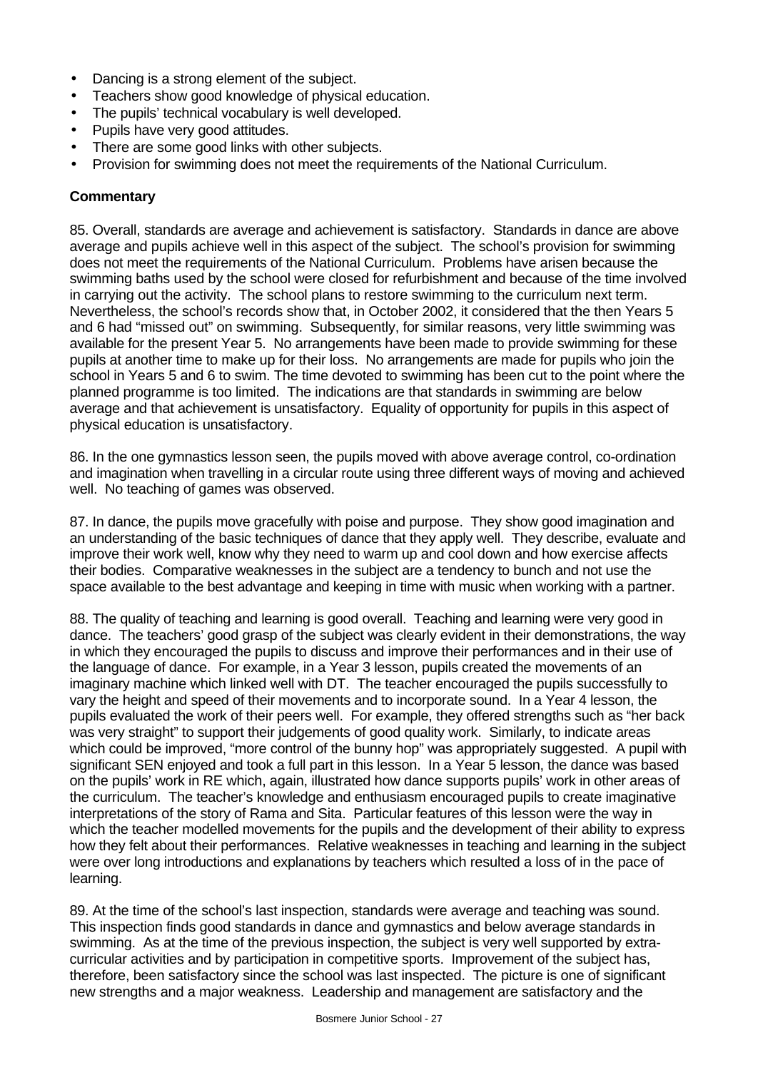- Dancing is a strong element of the subject.
- Teachers show good knowledge of physical education.
- The pupils' technical vocabulary is well developed.
- Pupils have very good attitudes.
- There are some good links with other subjects.
- Provision for swimming does not meet the requirements of the National Curriculum.

**Commentary**

85. Overall, standards are average and achievement is satisfactory. Standards in dance are above average and pupils achieve well in this aspect of the subject. The school's provision for swimming does not meet the requirements of the National Curriculum. Problems have arisen because the swimming baths used by the school were closed for refurbishment and because of the time involved in carrying out the activity. The school plans to restore swimming to the curriculum next term. Nevertheless, the school's records show that, in October 2002, it considered that the then Years 5 and 6 had "missed out" on swimming. Subsequently, for similar reasons, very little swimming was available for the present Year 5. No arrangements have been made to provide swimming for these pupils at another time to make up for their loss. No arrangements are made for pupils who join the school in Years 5 and 6 to swim. The time devoted to swimming has been cut to the point where the planned programme is too limited. The indications are that standards in swimming are below average and that achievement is unsatisfactory. Equality of opportunity for pupils in this aspect of physical education is unsatisfactory.

86. In the one gymnastics lesson seen, the pupils moved with above average control, co-ordination and imagination when travelling in a circular route using three different ways of moving and achieved well. No teaching of games was observed.

87. In dance, the pupils move gracefully with poise and purpose. They show good imagination and an understanding of the basic techniques of dance that they apply well. They describe, evaluate and improve their work well, know why they need to warm up and cool down and how exercise affects their bodies. Comparative weaknesses in the subject are a tendency to bunch and not use the space available to the best advantage and keeping in time with music when working with a partner.

88. The quality of teaching and learning is good overall. Teaching and learning were very good in dance. The teachers' good grasp of the subject was clearly evident in their demonstrations, the way in which they encouraged the pupils to discuss and improve their performances and in their use of the language of dance. For example, in a Year 3 lesson, pupils created the movements of an imaginary machine which linked well with DT. The teacher encouraged the pupils successfully to vary the height and speed of their movements and to incorporate sound. In a Year 4 lesson, the pupils evaluated the work of their peers well. For example, they offered strengths such as "her back was very straight" to support their judgements of good quality work. Similarly, to indicate areas which could be improved, "more control of the bunny hop" was appropriately suggested. A pupil with significant SEN enjoyed and took a full part in this lesson. In a Year 5 lesson, the dance was based on the pupils' work in RE which, again, illustrated how dance supports pupils' work in other areas of the curriculum. The teacher's knowledge and enthusiasm encouraged pupils to create imaginative interpretations of the story of Rama and Sita. Particular features of this lesson were the way in which the teacher modelled movements for the pupils and the development of their ability to express how they felt about their performances. Relative weaknesses in teaching and learning in the subject were over long introductions and explanations by teachers which resulted a loss of in the pace of learning.

89. At the time of the school's last inspection, standards were average and teaching was sound. This inspection finds good standards in dance and gymnastics and below average standards in swimming. As at the time of the previous inspection, the subject is very well supported by extra-curricular activities and by participation in competitive sports. Improvement of the subject has, therefore, been satisfactory since the school was last inspected. The picture is one of significant new strengths and a major weakness. Leadership and management are satisfactory and the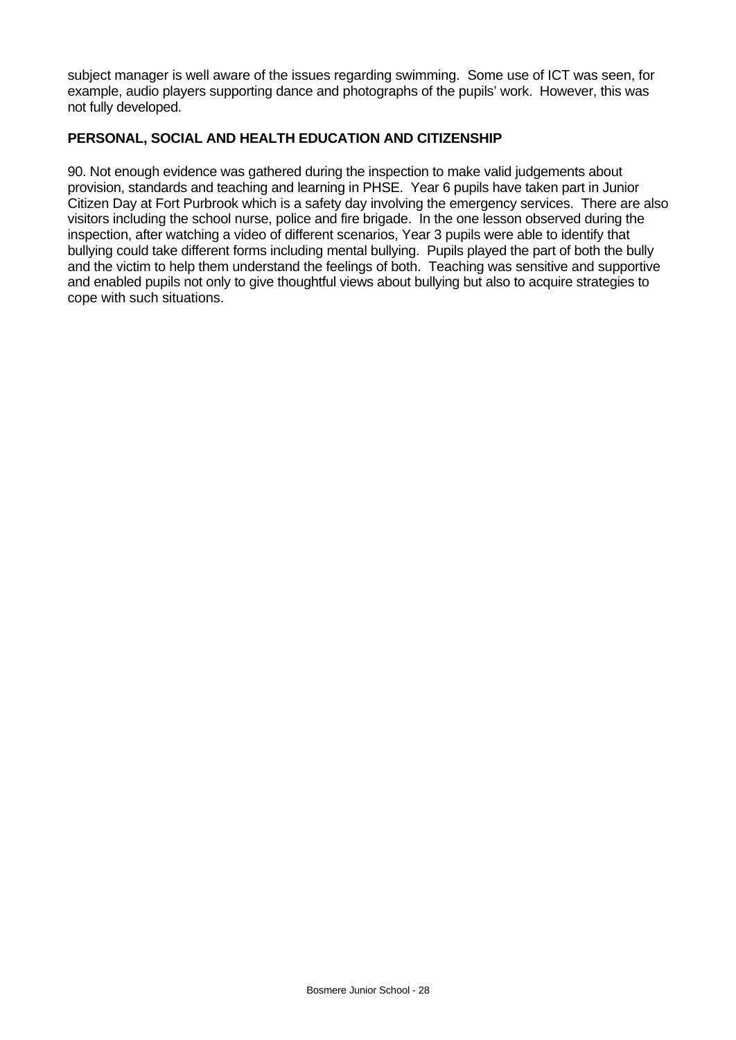subject manager is well aware of the issues regarding swimming. Some use of ICT was seen, for example, audio players supporting dance and photographs of the pupils' work. However, this was not fully developed.

## PERSONAL, SOCIAL AND HEALTH EDUCATION AND CITIZENSHIP

90. Not enough evidence was gathered during the inspection to make valid judgements about provision, standards and teaching and learning in PHSE. Year 6 pupils have taken part in Junior Citizen Day at Fort Purbrook which is a safety day involving the emergency services. There are also visitors including the school nurse, police and fire brigade. In the one lesson observed during the inspection, after watching a video of different scenarios, Year 3 pupils were able to identify that bullying could take different forms including mental bullying. Pupils played the part of both the bully and the victim to help them understand the feelings of both. Teaching was sensitive and supportive and enabled pupils not only to give thoughtful views about bullying but also to acquire strategies to cope with such situations.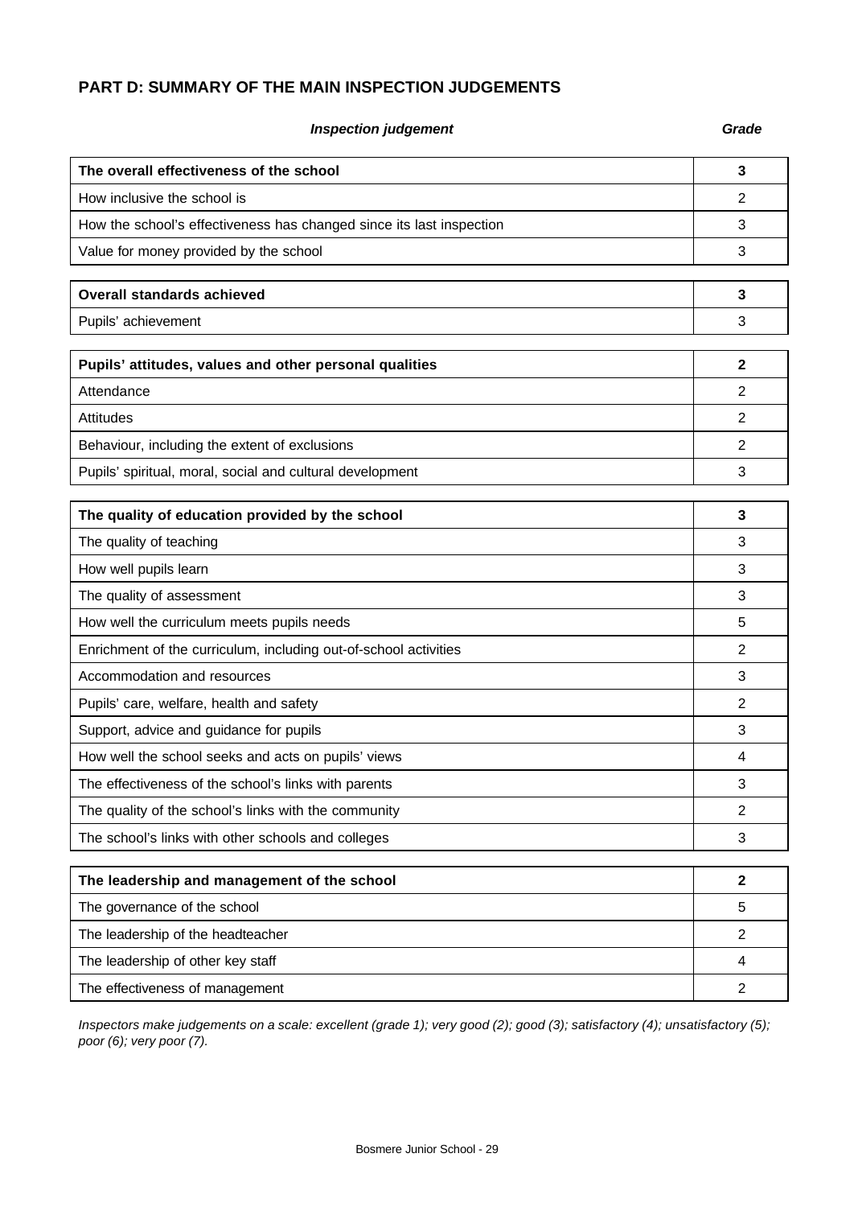## PART D: SUMMARY OF THE MAIN INSPECTION JUDGEMENTS

| *Inspection judgement* | *Grade* |
|---|---|
| **The overall effectiveness of the school** | **3** |
| How inclusive the school is | 2 |
| How the school's effectiveness has changed since its last inspection | 3 |
| Value for money provided by the school | 3 |
| **Overall standards achieved** | **3** |
| Pupils' achievement | 3 |
| **Pupils' attitudes, values and other personal qualities** | **2** |
| Attendance | 2 |
| Attitudes | 2 |
| Behaviour, including the extent of exclusions | 2 |
| Pupils' spiritual, moral, social and cultural development | 3 |
| **The quality of education provided by the school** | **3** |
| The quality of teaching | 3 |
| How well pupils learn | 3 |
| The quality of assessment | 3 |
| How well the curriculum meets pupils needs | 5 |
| Enrichment of the curriculum, including out-of-school activities | 2 |
| Accommodation and resources | 3 |
| Pupils' care, welfare, health and safety | 2 |
| Support, advice and guidance for pupils | 3 |
| How well the school seeks and acts on pupils' views | 4 |
| The effectiveness of the school's links with parents | 3 |
| The quality of the school's links with the community | 2 |
| The school's links with other schools and colleges | 3 |
| **The leadership and management of the school** | **2** |
| The governance of the school | 5 |
| The leadership of the headteacher | 2 |
| The leadership of other key staff | 4 |
| The effectiveness of management | 2 |

*Inspectors make judgements on a scale: excellent (grade 1); very good (2); good (3); satisfactory (4); unsatisfactory (5); poor (6); very poor (7).*